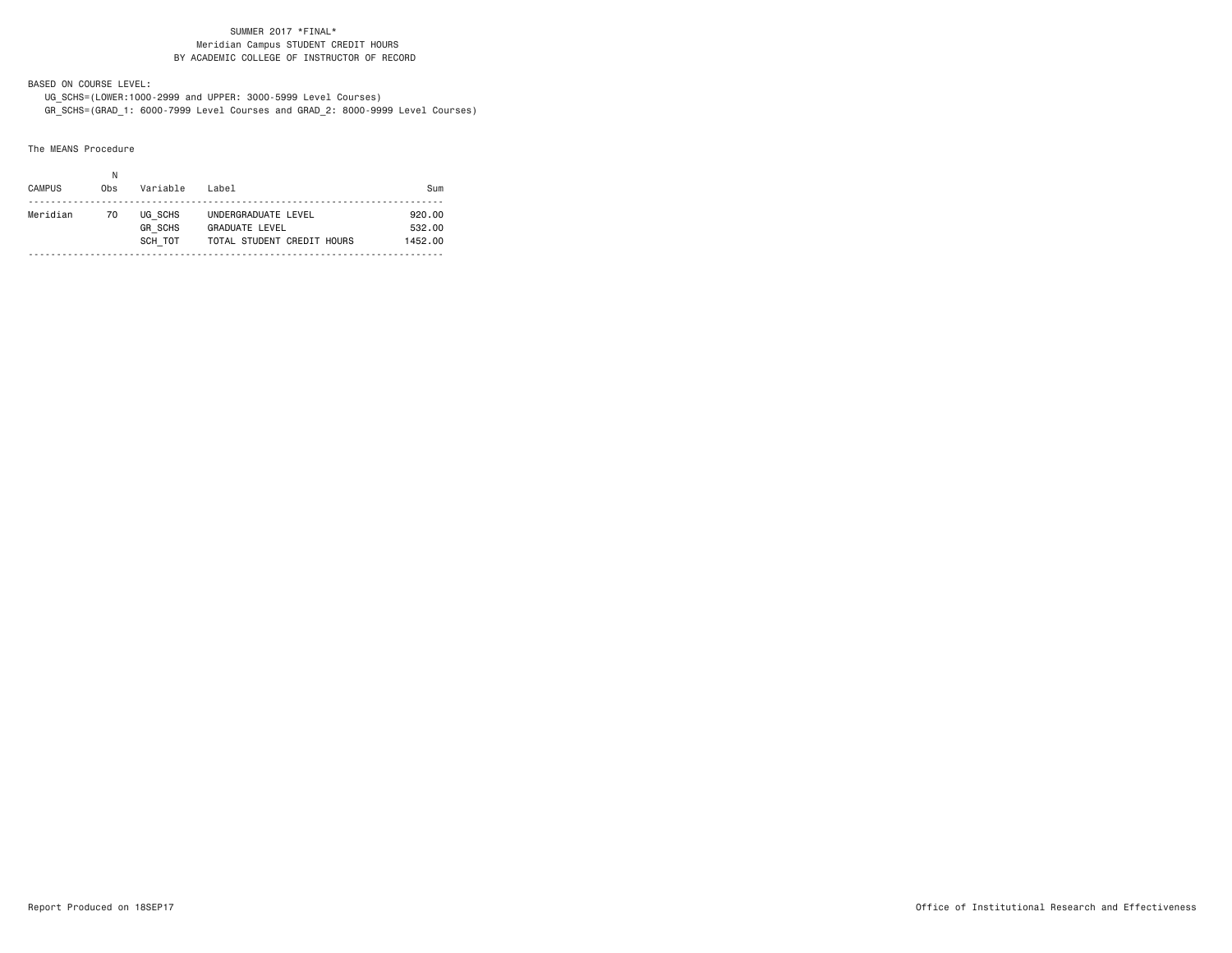SUMMER 2017 *FINAL*
Meridian Campus STUDENT CREDIT HOURS
BY ACADEMIC COLLEGE OF INSTRUCTOR OF RECORD

BASED ON COURSE LEVEL:
UG_SCHS=(LOWER:1000-2999 and UPPER: 3000-5999 Level Courses)
GR_SCHS=(GRAD_1: 6000-7999 Level Courses and GRAD_2: 8000-9999 Level Courses)

The MEANS Procedure

| CAMPUS | N Obs | Variable | Label | Sum |
|---|---|---|---|---|
| Meridian | 70 | UG_SCHS | UNDERGRADUATE LEVEL | 920.00 |
| | | GR_SCHS | GRADUATE LEVEL | 532.00 |
| | | SCH_TOT | TOTAL STUDENT CREDIT HOURS | 1452.00 |

Report Produced on 18SEP17

Office of Institutional Research and Effectiveness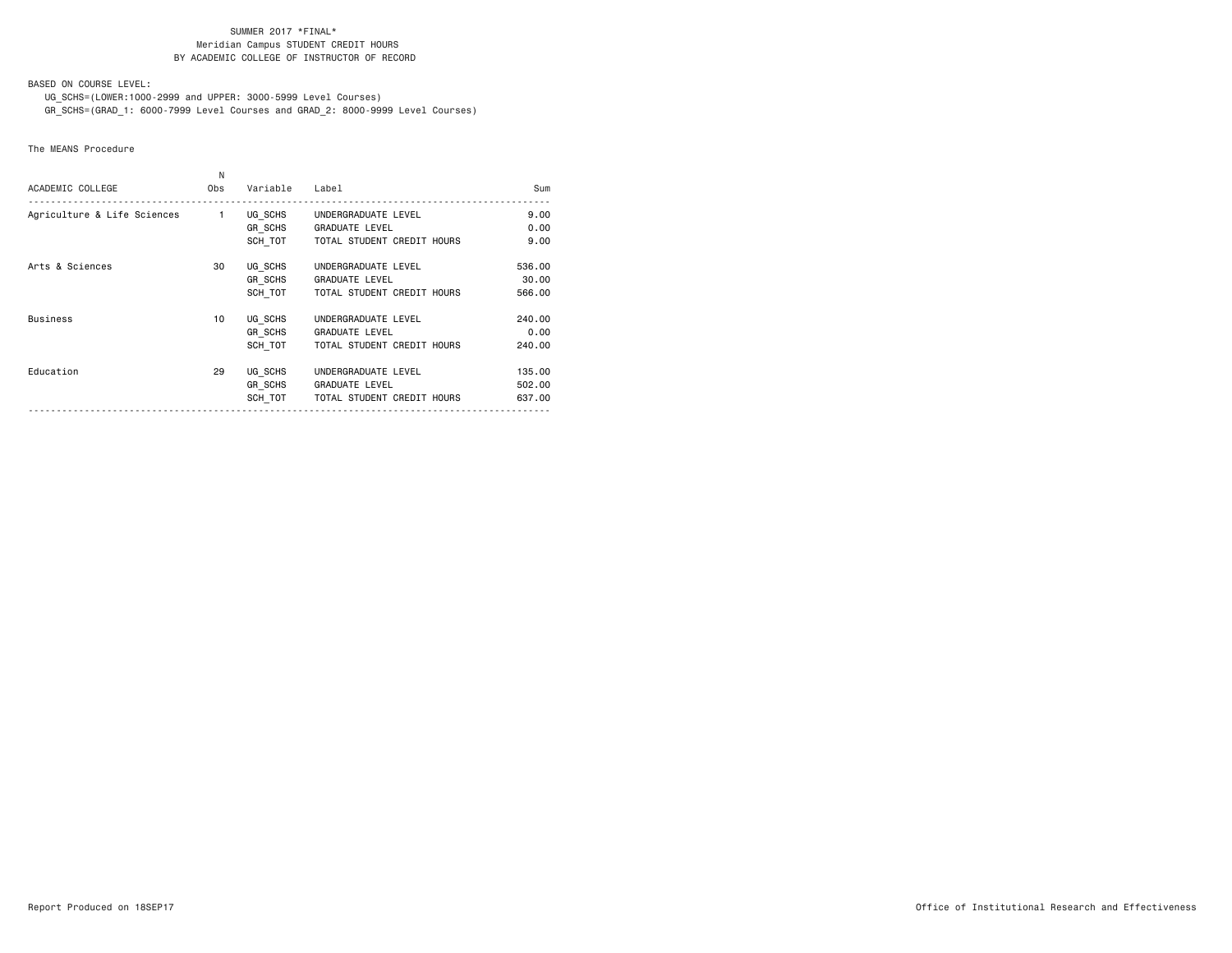SUMMER 2017 *FINAL*
Meridian Campus STUDENT CREDIT HOURS
BY ACADEMIC COLLEGE OF INSTRUCTOR OF RECORD

BASED ON COURSE LEVEL:
UG_SCHS=(LOWER:1000-2999 and UPPER: 3000-5999 Level Courses)
GR_SCHS=(GRAD_1: 6000-7999 Level Courses and GRAD_2: 8000-9999 Level Courses)

The MEANS Procedure

| ACADEMIC COLLEGE | N Obs | Variable | Label | Sum |
|---|---|---|---|---|
| Agriculture & Life Sciences | 1 | UG_SCHS | UNDERGRADUATE LEVEL | 9.00 |
| | | GR_SCHS | GRADUATE LEVEL | 0.00 |
| | | SCH_TOT | TOTAL STUDENT CREDIT HOURS | 9.00 |
| Arts & Sciences | 30 | UG_SCHS | UNDERGRADUATE LEVEL | 536.00 |
| | | GR_SCHS | GRADUATE LEVEL | 30.00 |
| | | SCH_TOT | TOTAL STUDENT CREDIT HOURS | 566.00 |
| Business | 10 | UG_SCHS | UNDERGRADUATE LEVEL | 240.00 |
| | | GR_SCHS | GRADUATE LEVEL | 0.00 |
| | | SCH_TOT | TOTAL STUDENT CREDIT HOURS | 240.00 |
| Education | 29 | UG_SCHS | UNDERGRADUATE LEVEL | 135.00 |
| | | GR_SCHS | GRADUATE LEVEL | 502.00 |
| | | SCH_TOT | TOTAL STUDENT CREDIT HOURS | 637.00 |

Report Produced on 18SEP17

Office of Institutional Research and Effectiveness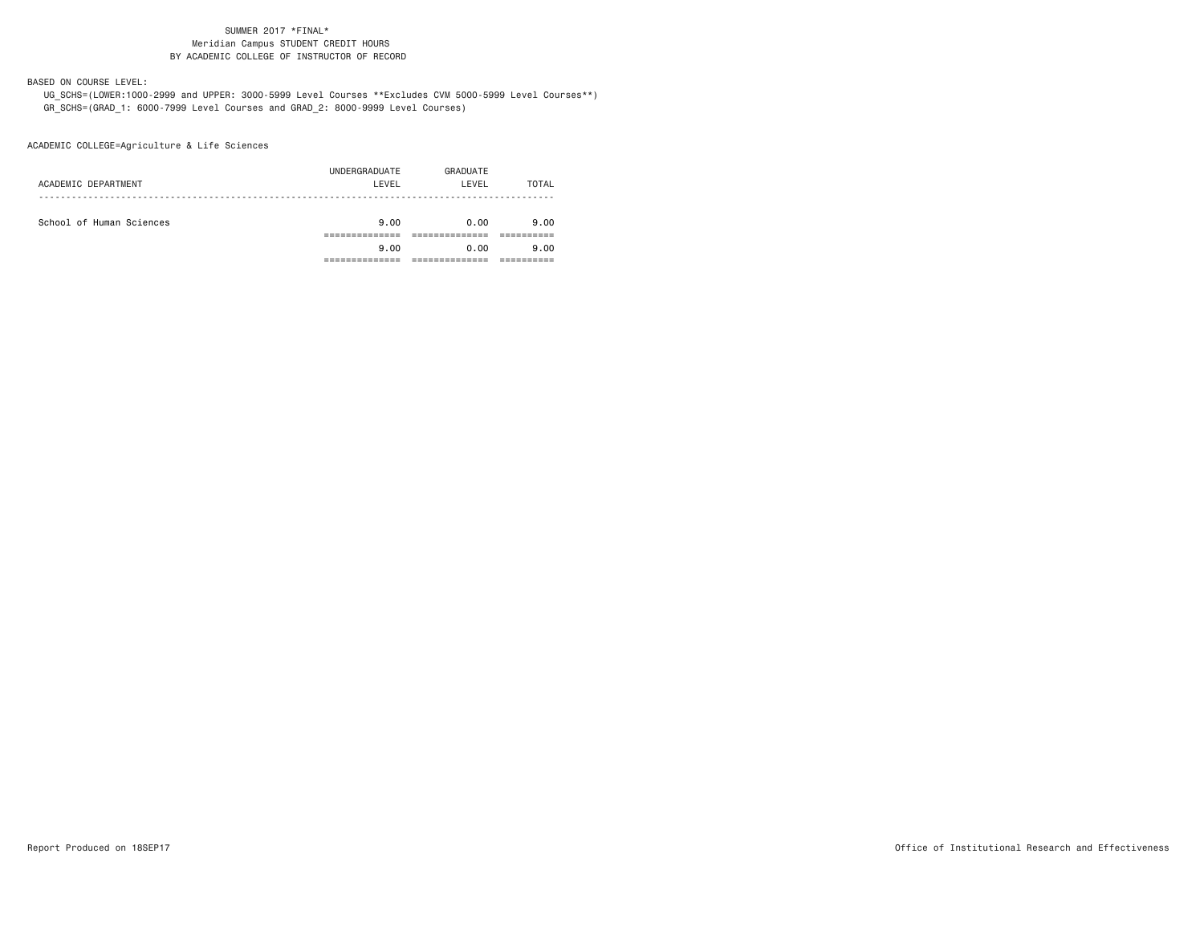SUMMER 2017 *FINAL*
Meridian Campus STUDENT CREDIT HOURS
BY ACADEMIC COLLEGE OF INSTRUCTOR OF RECORD

BASED ON COURSE LEVEL:

UG_SCHS=(LOWER:1000-2999 and UPPER: 3000-5999 Level Courses **Excludes CVM 5000-5999 Level Courses**)
GR_SCHS=(GRAD_1: 6000-7999 Level Courses and GRAD_2: 8000-9999 Level Courses)

ACADEMIC COLLEGE=Agriculture & Life Sciences

| ACADEMIC DEPARTMENT | UNDERGRADUATE LEVEL | GRADUATE LEVEL | TOTAL |
|---|---|---|---|
| School of Human Sciences | 9.00 | 0.00 | 9.00 |
| | 9.00 | 0.00 | 9.00 |

Report Produced on 18SEP17

Office of Institutional Research and Effectiveness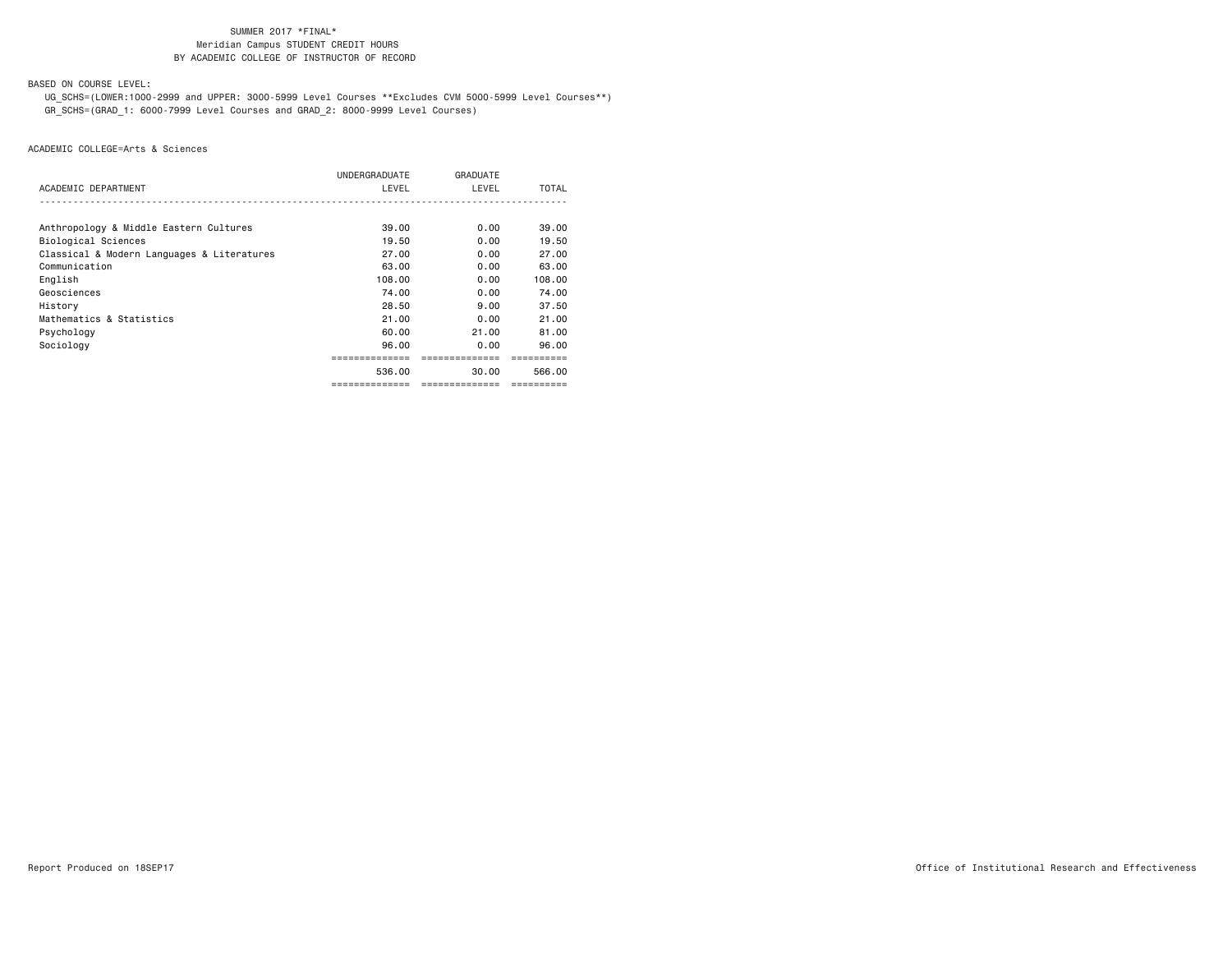SUMMER 2017 *FINAL*
Meridian Campus STUDENT CREDIT HOURS
BY ACADEMIC COLLEGE OF INSTRUCTOR OF RECORD

BASED ON COURSE LEVEL:

UG_SCHS=(LOWER:1000-2999 and UPPER: 3000-5999 Level Courses **Excludes CVM 5000-5999 Level Courses**)
GR_SCHS=(GRAD_1: 6000-7999 Level Courses and GRAD_2: 8000-9999 Level Courses)

ACADEMIC COLLEGE=Arts & Sciences

| ACADEMIC DEPARTMENT | UNDERGRADUATE LEVEL | GRADUATE LEVEL | TOTAL |
|---|---|---|---|
| Anthropology & Middle Eastern Cultures | 39.00 | 0.00 | 39.00 |
| Biological Sciences | 19.50 | 0.00 | 19.50 |
| Classical & Modern Languages & Literatures | 27.00 | 0.00 | 27.00 |
| Communication | 63.00 | 0.00 | 63.00 |
| English | 108.00 | 0.00 | 108.00 |
| Geosciences | 74.00 | 0.00 | 74.00 |
| History | 28.50 | 9.00 | 37.50 |
| Mathematics & Statistics | 21.00 | 0.00 | 21.00 |
| Psychology | 60.00 | 21.00 | 81.00 |
| Sociology | 96.00 | 0.00 | 96.00 |
| | 536.00 | 30.00 | 566.00 |

Report Produced on 18SEP17

Office of Institutional Research and Effectiveness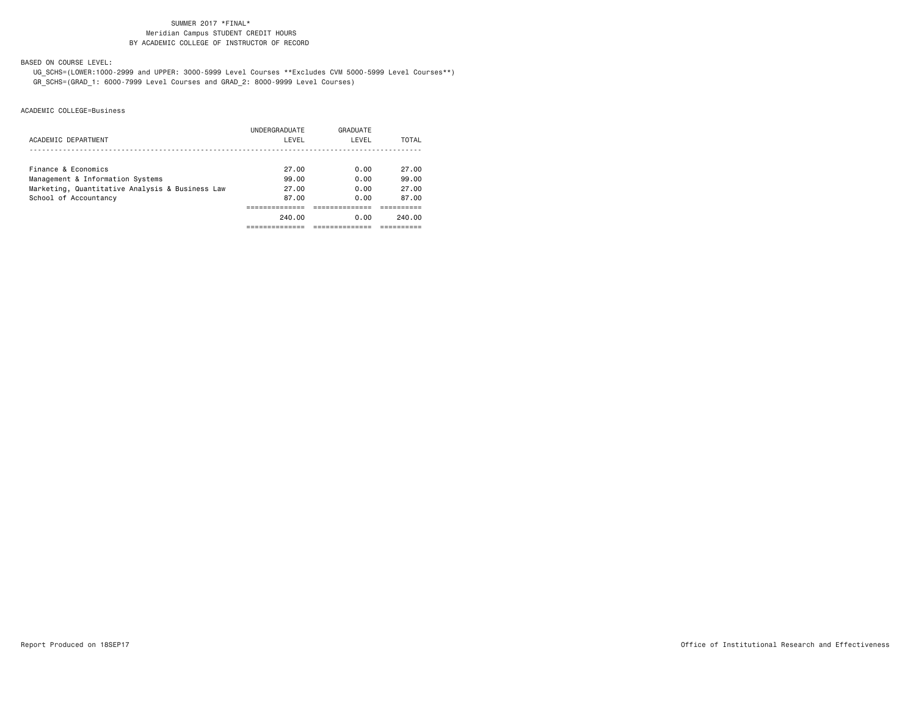SUMMER 2017 *FINAL*
Meridian Campus STUDENT CREDIT HOURS
BY ACADEMIC COLLEGE OF INSTRUCTOR OF RECORD

BASED ON COURSE LEVEL:

UG_SCHS=(LOWER:1000-2999 and UPPER: 3000-5999 Level Courses **Excludes CVM 5000-5999 Level Courses**)
GR_SCHS=(GRAD_1: 6000-7999 Level Courses and GRAD_2: 8000-9999 Level Courses)

ACADEMIC COLLEGE=Business

| ACADEMIC DEPARTMENT | UNDERGRADUATE LEVEL | GRADUATE LEVEL | TOTAL |
|---|---|---|---|
| Finance & Economics | 27.00 | 0.00 | 27.00 |
| Management & Information Systems | 99.00 | 0.00 | 99.00 |
| Marketing, Quantitative Analysis & Business Law | 27.00 | 0.00 | 27.00 |
| School of Accountancy | 87.00 | 0.00 | 87.00 |
| | 240.00 | 0.00 | 240.00 |

Report Produced on 18SEP17

Office of Institutional Research and Effectiveness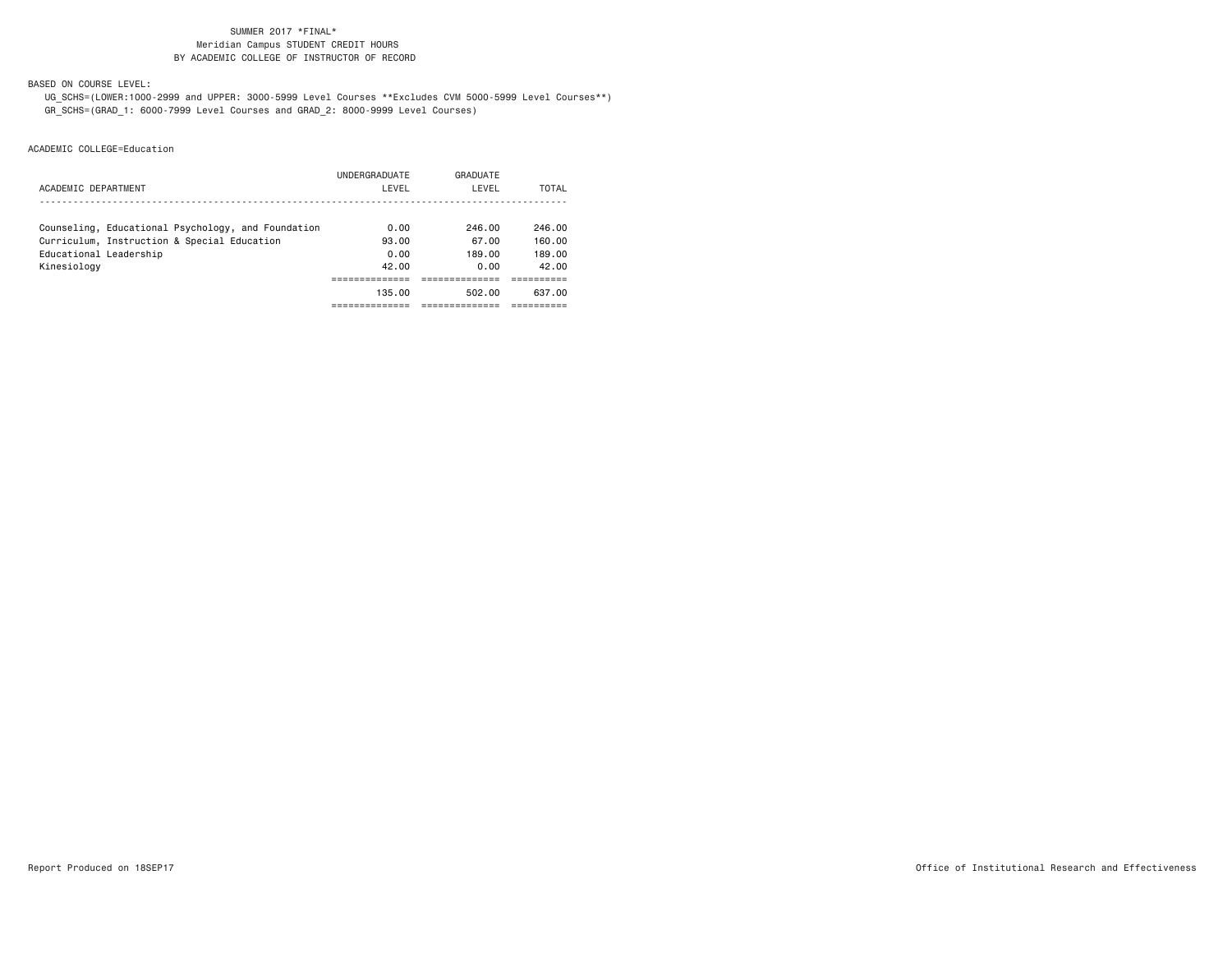SUMMER 2017 *FINAL*
Meridian Campus STUDENT CREDIT HOURS
BY ACADEMIC COLLEGE OF INSTRUCTOR OF RECORD

BASED ON COURSE LEVEL:

UG_SCHS=(LOWER:1000-2999 and UPPER: 3000-5999 Level Courses **Excludes CVM 5000-5999 Level Courses**)
GR_SCHS=(GRAD_1: 6000-7999 Level Courses and GRAD_2: 8000-9999 Level Courses)

ACADEMIC COLLEGE=Education

| ACADEMIC DEPARTMENT | UNDERGRADUATE LEVEL | GRADUATE LEVEL | TOTAL |
|---|---|---|---|
| Counseling, Educational Psychology, and Foundation | 0.00 | 246.00 | 246.00 |
| Curriculum, Instruction & Special Education | 93.00 | 67.00 | 160.00 |
| Educational Leadership | 0.00 | 189.00 | 189.00 |
| Kinesiology | 42.00 | 0.00 | 42.00 |
| | 135.00 | 502.00 | 637.00 |

Report Produced on 18SEP17

Office of Institutional Research and Effectiveness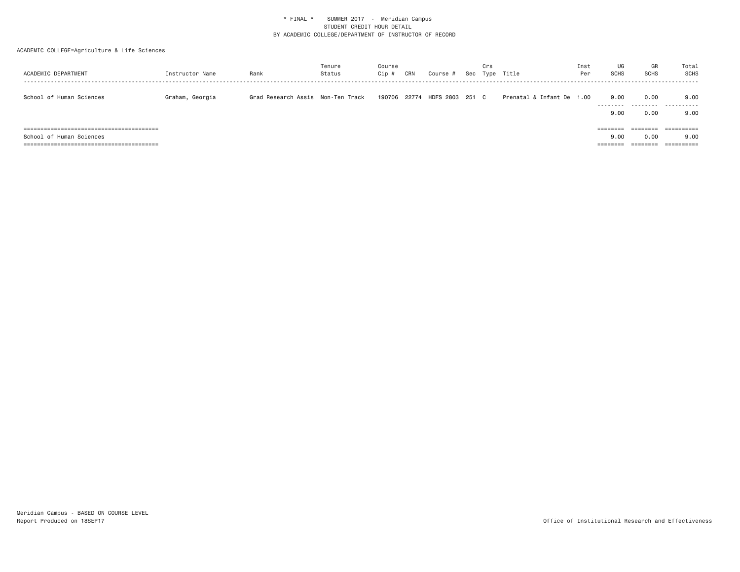\* FINAL \*    SUMMER 2017  -  Meridian Campus
STUDENT CREDIT HOUR DETAIL
BY ACADEMIC COLLEGE/DEPARTMENT OF INSTRUCTOR OF RECORD

ACADEMIC COLLEGE=Agriculture & Life Sciences

| ACADEMIC DEPARTMENT | Instructor Name | Rank | Tenure Status | Course Cip # | CRN | Course # | Sec | Crs Type | Title | Inst Per | UG SCHS | GR SCHS | Total SCHS |
|---|---|---|---|---|---|---|---|---|---|---|---|---|---|
| School of Human Sciences | Graham, Georgia | Grad Research Assis | Non-Ten Track | 190706 | 22774 | HDFS 2803 | 251 | C | Prenatal & Infant De | 1.00 | 9.00 | 0.00 | 9.00 |
| | | | | | | | | | | | 9.00 | 0.00 | 9.00 |
| School of Human Sciences | | | | | | | | | | | 9.00 | 0.00 | 9.00 |

Meridian Campus - BASED ON COURSE LEVEL
Report Produced on 18SEP17

Office of Institutional Research and Effectiveness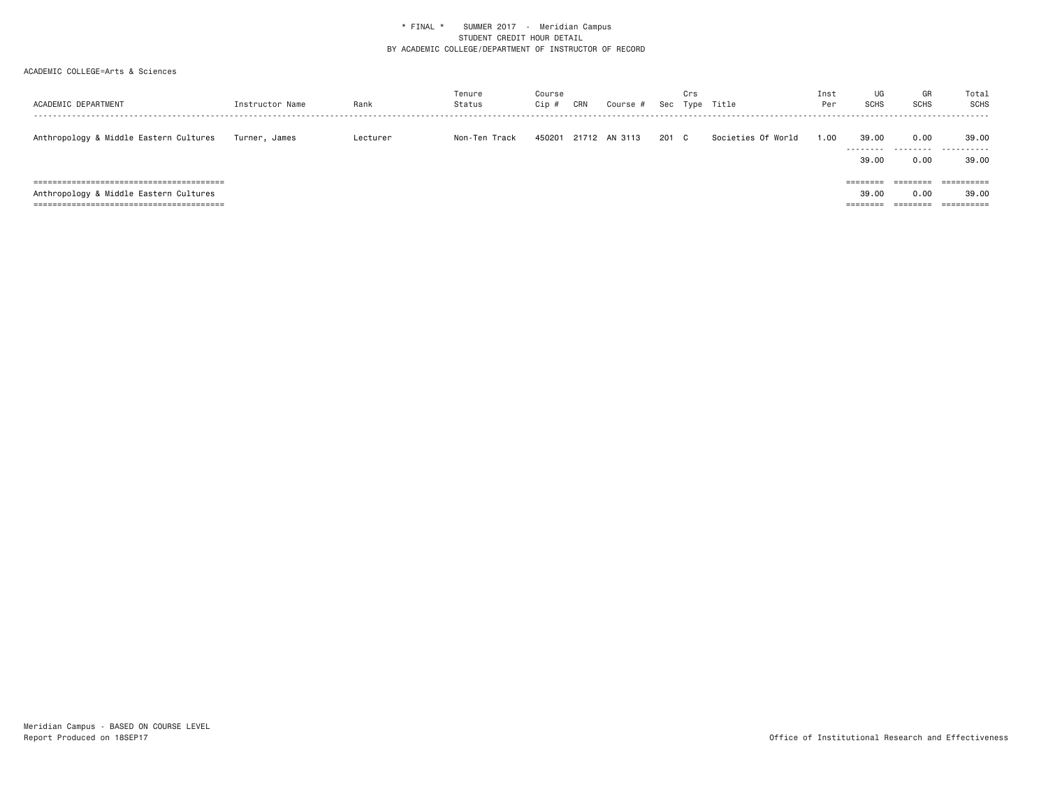* FINAL * SUMMER 2017 - Meridian Campus
STUDENT CREDIT HOUR DETAIL
BY ACADEMIC COLLEGE/DEPARTMENT OF INSTRUCTOR OF RECORD

ACADEMIC COLLEGE=Arts & Sciences

| ACADEMIC DEPARTMENT | Instructor Name | Rank | Tenure Status | Course Cip # | CRN | Course # | Sec | Crs Type | Title | Inst Per | UG SCHS | GR SCHS | Total SCHS |
|---|---|---|---|---|---|---|---|---|---|---|---|---|---|
| Anthropology & Middle Eastern Cultures | Turner, James | Lecturer | Non-Ten Track | 450201 | 21712 | AN 3113 | 201 | C | Societies Of World | 1.00 | 39.00 | 0.00 | 39.00 |
| | | | | | | | | | | | 39.00 | 0.00 | 39.00 |
| Anthropology & Middle Eastern Cultures | | | | | | | | | | | 39.00 | 0.00 | 39.00 |

Meridian Campus - BASED ON COURSE LEVEL
Report Produced on 18SEP17

Office of Institutional Research and Effectiveness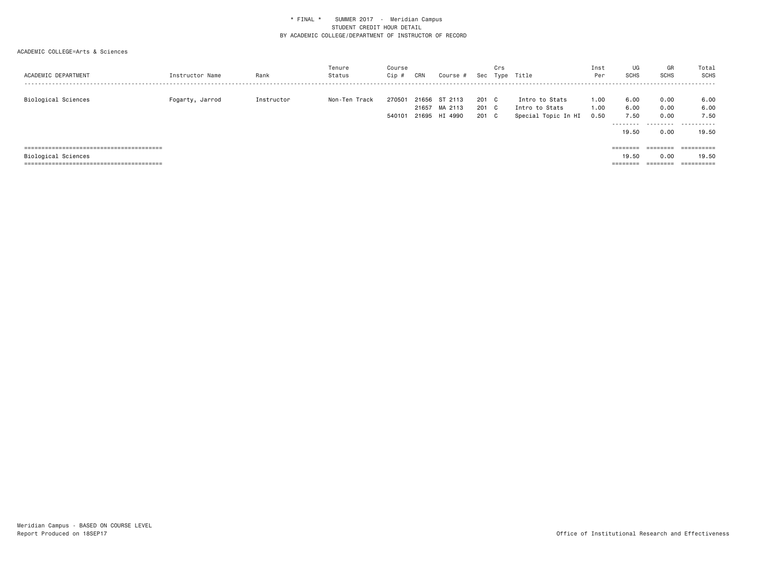\* FINAL \*    SUMMER 2017 - Meridian Campus
STUDENT CREDIT HOUR DETAIL
BY ACADEMIC COLLEGE/DEPARTMENT OF INSTRUCTOR OF RECORD

ACADEMIC COLLEGE=Arts & Sciences

| ACADEMIC DEPARTMENT | Instructor Name | Rank | Tenure Status | Course Cip # | CRN | Course # | Sec | Crs Type | Title | Inst Per | UG SCHS | GR SCHS | Total SCHS |
|---|---|---|---|---|---|---|---|---|---|---|---|---|---|
| Biological Sciences | Fogarty, Jarrod | Instructor | Non-Ten Track | 270501 | 21656 | ST 2113 | 201 | C | Intro to Stats | 1.00 | 6.00 | 0.00 | 6.00 |
| | | | | | 21657 | MA 2113 | 201 | C | Intro to Stats | 1.00 | 6.00 | 0.00 | 6.00 |
| | | | | 540101 | 21695 | HI 4990 | 201 | C | Special Topic In HI | 0.50 | 7.50 | 0.00 | 7.50 |
| | | | | | | | | | | | 19.50 | 0.00 | 19.50 |
| Biological Sciences | | | | | | | | | | | 19.50 | 0.00 | 19.50 |

Meridian Campus - BASED ON COURSE LEVEL
Report Produced on 18SEP17

Office of Institutional Research and Effectiveness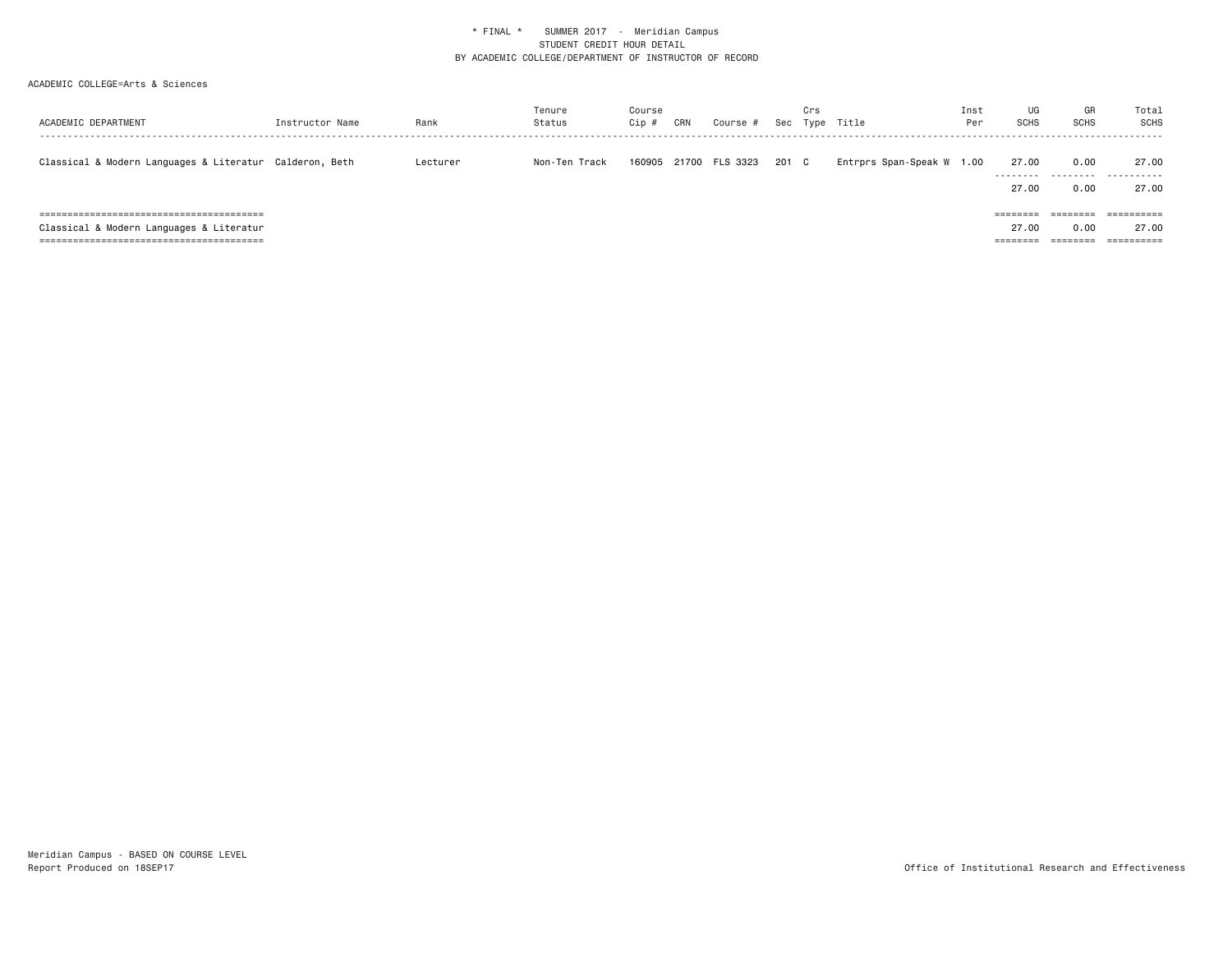\* FINAL \* SUMMER 2017 - Meridian Campus
STUDENT CREDIT HOUR DETAIL
BY ACADEMIC COLLEGE/DEPARTMENT OF INSTRUCTOR OF RECORD

ACADEMIC COLLEGE=Arts & Sciences

| ACADEMIC DEPARTMENT | Instructor Name | Rank | Tenure Status | Course Cip # | CRN | Course # | Sec | Crs Type | Title | Inst Per | UG SCHS | GR SCHS | Total SCHS |
|---|---|---|---|---|---|---|---|---|---|---|---|---|---|
| Classical & Modern Languages & Literatur | Calderon, Beth | Lecturer | Non-Ten Track | 160905 | 21700 | FLS 3323 | 201 | C | Entrprs Span-Speak W | 1.00 | 27.00 | 0.00 | 27.00 |
| | | | | | | | | | | | 27.00 | 0.00 | 27.00 |
| Classical & Modern Languages & Literatur | | | | | | | | | | | 27.00 | 0.00 | 27.00 |

Meridian Campus - BASED ON COURSE LEVEL
Report Produced on 18SEP17

Office of Institutional Research and Effectiveness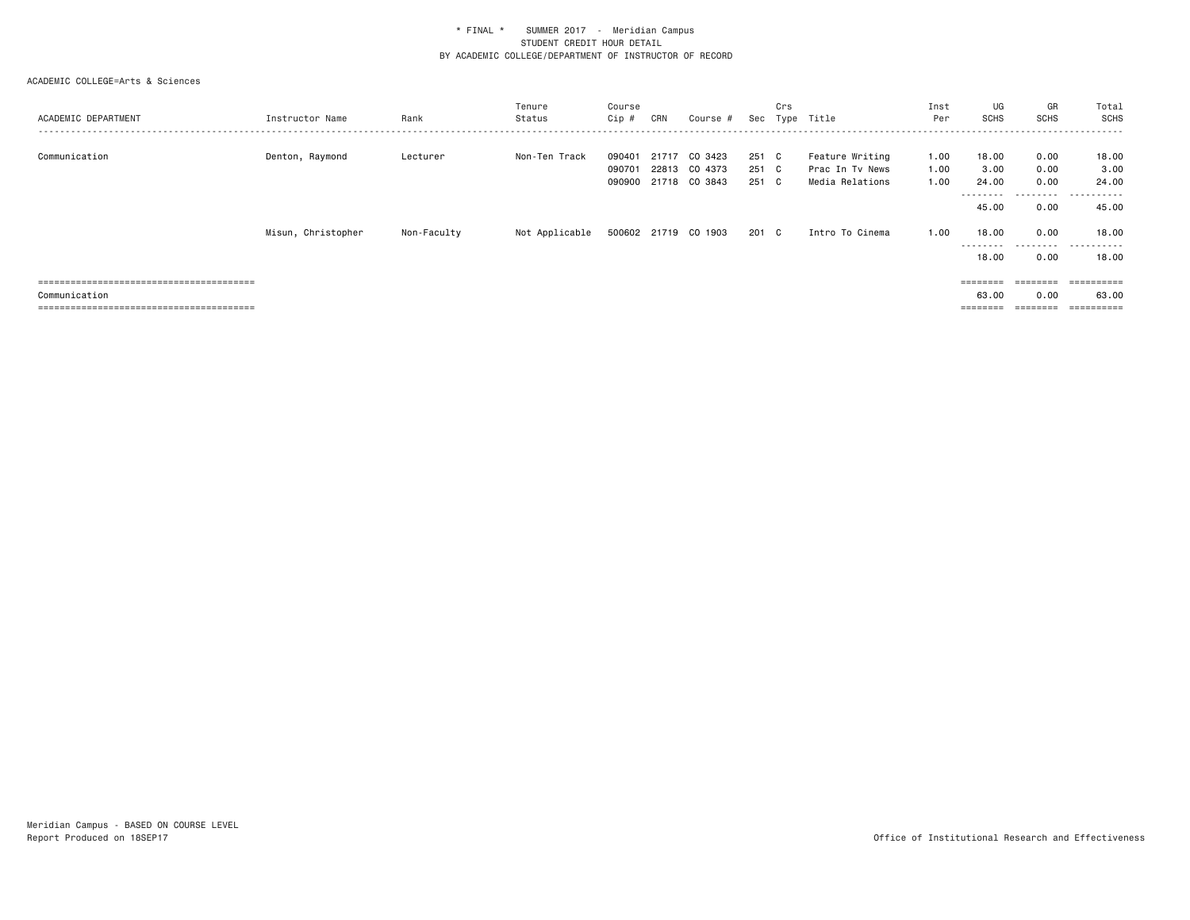\* FINAL \* SUMMER 2017 - Meridian Campus
STUDENT CREDIT HOUR DETAIL
BY ACADEMIC COLLEGE/DEPARTMENT OF INSTRUCTOR OF RECORD

ACADEMIC COLLEGE=Arts & Sciences

| ACADEMIC DEPARTMENT | Instructor Name | Rank | Tenure Status | Course Cip # | CRN | Course # | Sec | Crs Type | Title | Inst Per | UG SCHS | GR SCHS | Total SCHS |
|---|---|---|---|---|---|---|---|---|---|---|---|---|---|
| Communication | Denton, Raymond | Lecturer | Non-Ten Track | 090401 | 21717 | CO 3423 | 251 | C | Feature Writing | 1.00 | 18.00 | 0.00 | 18.00 |
| | | | | 090701 | 22813 | CO 4373 | 251 | C | Prac In Tv News | 1.00 | 3.00 | 0.00 | 3.00 |
| | | | | 090900 | 21718 | CO 3843 | 251 | C | Media Relations | 1.00 | 24.00 | 0.00 | 24.00 |
| | | | | | | | | | | | 45.00 | 0.00 | 45.00 |
| | Misun, Christopher | Non-Faculty | Not Applicable | 500602 | 21719 | CO 1903 | 201 | C | Intro To Cinema | 1.00 | 18.00 | 0.00 | 18.00 |
| | | | | | | | | | | | 18.00 | 0.00 | 18.00 |
| Communication | | | | | | | | | | | 63.00 | 0.00 | 63.00 |

Meridian Campus - BASED ON COURSE LEVEL
Report Produced on 18SEP17

Office of Institutional Research and Effectiveness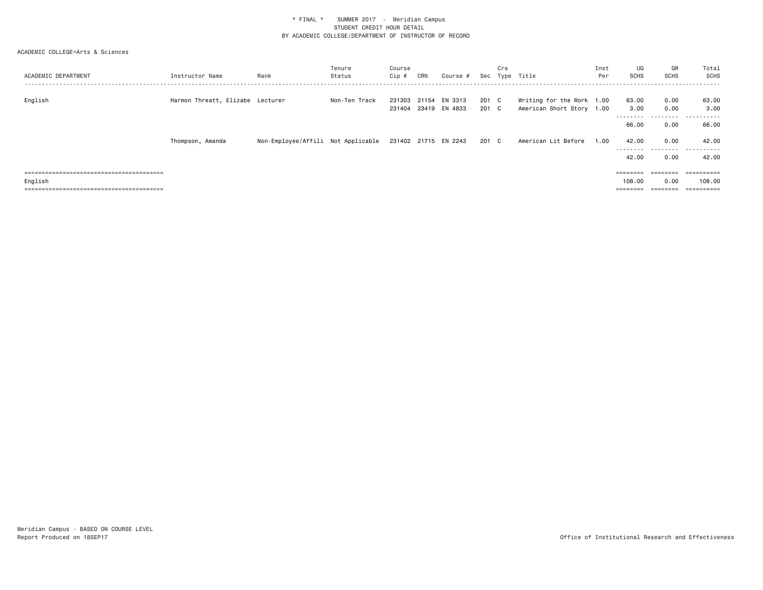\* FINAL \*    SUMMER 2017 - Meridian Campus
STUDENT CREDIT HOUR DETAIL
BY ACADEMIC COLLEGE/DEPARTMENT OF INSTRUCTOR OF RECORD

ACADEMIC COLLEGE=Arts & Sciences

| ACADEMIC DEPARTMENT | Instructor Name | Rank | Tenure Status | Course Cip # | CRN | Course # | Sec | Crs Type | Title | Inst Per | UG SCHS | GR SCHS | Total SCHS |
|---|---|---|---|---|---|---|---|---|---|---|---|---|---|
| English | Harmon Threatt, Elizabe | Lecturer | Non-Ten Track | 231303 | 21154 | EN 3313 | 201 | C | Writing for the Work | 1.00 | 63.00 | 0.00 | 63.00 |
| | | | | 231404 | 23419 | EN 4833 | 201 | C | American Short Story | 1.00 | 3.00 | 0.00 | 3.00 |
| | | | | | | | | | | | 66.00 | 0.00 | 66.00 |
| | Thompson, Amanda | Non-Employee/Affili | Not Applicable | 231402 | 21715 | EN 2243 | 201 | C | American Lit Before | 1.00 | 42.00 | 0.00 | 42.00 |
| | | | | | | | | | | | 42.00 | 0.00 | 42.00 |
| English | | | | | | | | | | | 108.00 | 0.00 | 108.00 |

Meridian Campus - BASED ON COURSE LEVEL
Report Produced on 18SEP17

Office of Institutional Research and Effectiveness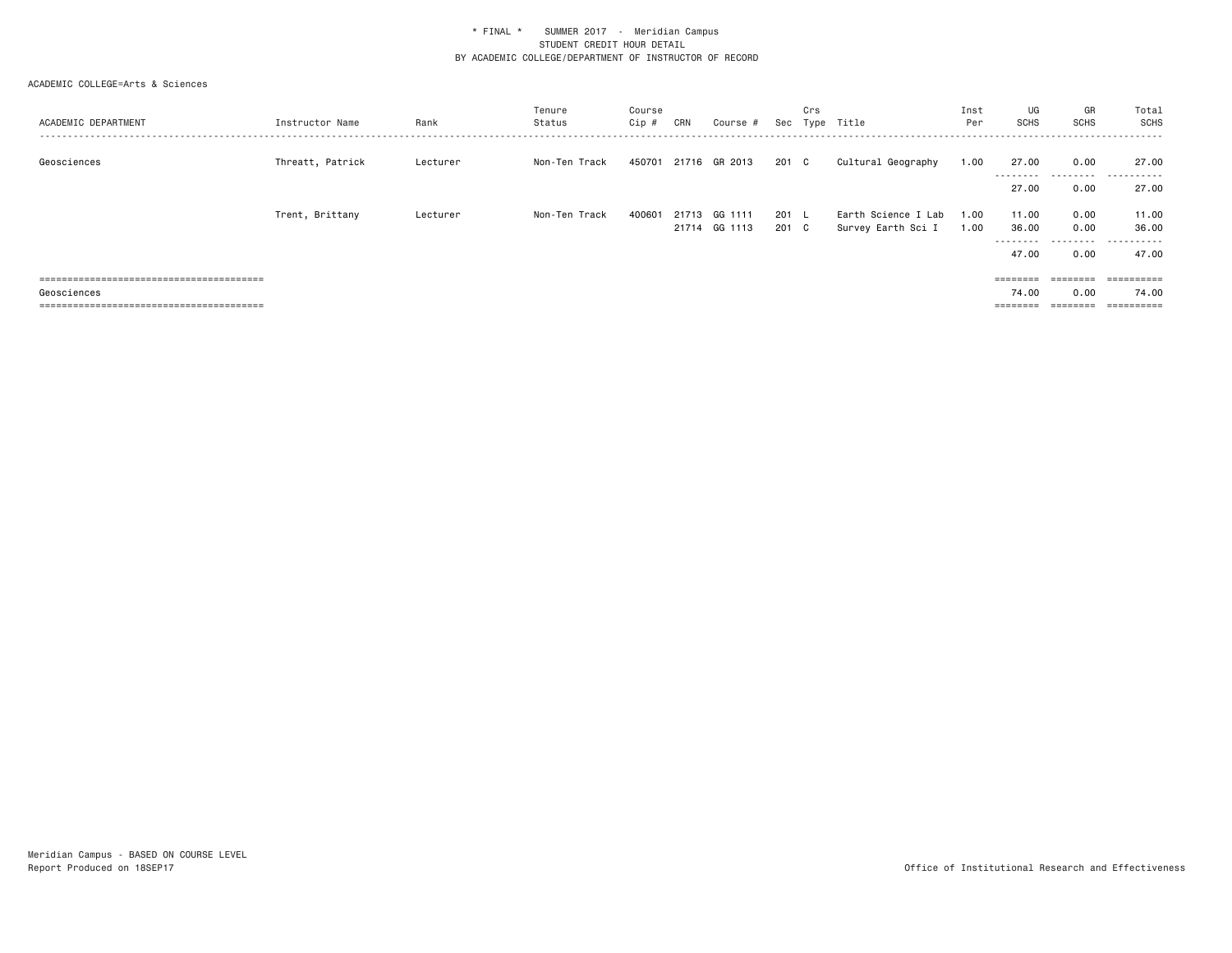\* FINAL \*    SUMMER 2017 - Meridian Campus
STUDENT CREDIT HOUR DETAIL
BY ACADEMIC COLLEGE/DEPARTMENT OF INSTRUCTOR OF RECORD

ACADEMIC COLLEGE=Arts & Sciences

| ACADEMIC DEPARTMENT | Instructor Name | Rank | Tenure Status | Course Cip # | CRN | Course # | Sec | Crs Type | Title | Inst Per | UG SCHS | GR SCHS | Total SCHS |
|---|---|---|---|---|---|---|---|---|---|---|---|---|---|
| Geosciences | Threatt, Patrick | Lecturer | Non-Ten Track | 450701 | 21716 | GR 2013 | 201 | C | Cultural Geography | 1.00 | 27.00 | 0.00 | 27.00 |
| | | | | | | | | | | | 27.00 | 0.00 | 27.00 |
| | Trent, Brittany | Lecturer | Non-Ten Track | 400601 | 21713 | GG 1111 | 201 | L | Earth Science I Lab | 1.00 | 11.00 | 0.00 | 11.00 |
| | | | | | 21714 | GG 1113 | 201 | C | Survey Earth Sci I | 1.00 | 36.00 | 0.00 | 36.00 |
| | | | | | | | | | | | 47.00 | 0.00 | 47.00 |
| Geosciences | | | | | | | | | | | 74.00 | 0.00 | 74.00 |

Meridian Campus - BASED ON COURSE LEVEL
Report Produced on 18SEP17

Office of Institutional Research and Effectiveness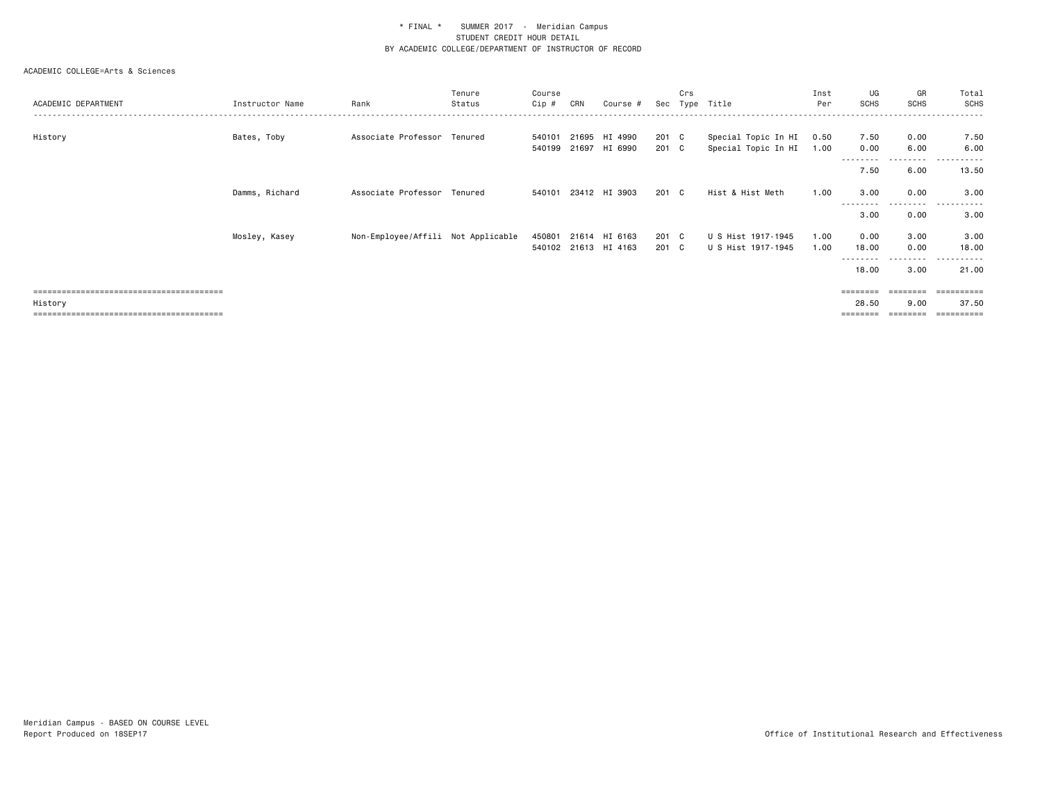\* FINAL \*    SUMMER 2017  -  Meridian Campus
STUDENT CREDIT HOUR DETAIL
BY ACADEMIC COLLEGE/DEPARTMENT OF INSTRUCTOR OF RECORD

ACADEMIC COLLEGE=Arts & Sciences

| ACADEMIC DEPARTMENT | Instructor Name | Rank | Tenure Status | Course Cip # | CRN | Course # | Sec | Crs Type | Title | Inst Per | UG SCHS | GR SCHS | Total SCHS |
|---|---|---|---|---|---|---|---|---|---|---|---|---|---|
| History | Bates, Toby | Associate Professor | Tenured | 540101 | 21695 | HI 4990 | 201 | C | Special Topic In HI | 0.50 | 7.50 | 0.00 | 7.50 |
| | | | | 540199 | 21697 | HI 6990 | 201 | C | Special Topic In HI | 1.00 | 0.00 | 6.00 | 6.00 |
| | | | | | | | | | | | 7.50 | 6.00 | 13.50 |
| | Damms, Richard | Associate Professor | Tenured | 540101 | 23412 | HI 3903 | 201 | C | Hist & Hist Meth | 1.00 | 3.00 | 0.00 | 3.00 |
| | | | | | | | | | | | 3.00 | 0.00 | 3.00 |
| | Mosley, Kasey | Non-Employee/Affili | Not Applicable | 450801 | 21614 | HI 6163 | 201 | C | U S Hist 1917-1945 | 1.00 | 0.00 | 3.00 | 3.00 |
| | | | | 540102 | 21613 | HI 4163 | 201 | C | U S Hist 1917-1945 | 1.00 | 18.00 | 0.00 | 18.00 |
| | | | | | | | | | | | 18.00 | 3.00 | 21.00 |
| History | | | | | | | | | | | 28.50 | 9.00 | 37.50 |

Meridian Campus - BASED ON COURSE LEVEL
Report Produced on 18SEP17

Office of Institutional Research and Effectiveness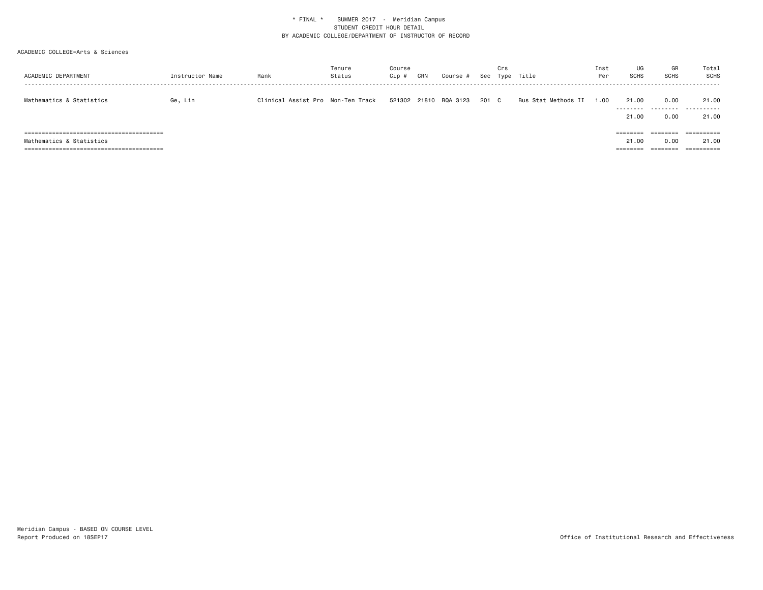\* FINAL \*    SUMMER 2017 - Meridian Campus
STUDENT CREDIT HOUR DETAIL
BY ACADEMIC COLLEGE/DEPARTMENT OF INSTRUCTOR OF RECORD

ACADEMIC COLLEGE=Arts & Sciences

| ACADEMIC DEPARTMENT | Instructor Name | Rank | Tenure Status | Course Cip # | CRN | Course # | Sec | Crs Type | Title | Inst Per | UG SCHS | GR SCHS | Total SCHS |
|---|---|---|---|---|---|---|---|---|---|---|---|---|---|
| Mathematics & Statistics | Ge, Lin | Clinical Assist Pro | Non-Ten Track | 521302 | 21810 | BQA 3123 | 201 | C | Bus Stat Methods II | 1.00 | 21.00 | 0.00 | 21.00 |
| | | | | | | | | | | | 21.00 | 0.00 | 21.00 |
| Mathematics & Statistics | | | | | | | | | | | 21.00 | 0.00 | 21.00 |

Meridian Campus - BASED ON COURSE LEVEL
Report Produced on 18SEP17

Office of Institutional Research and Effectiveness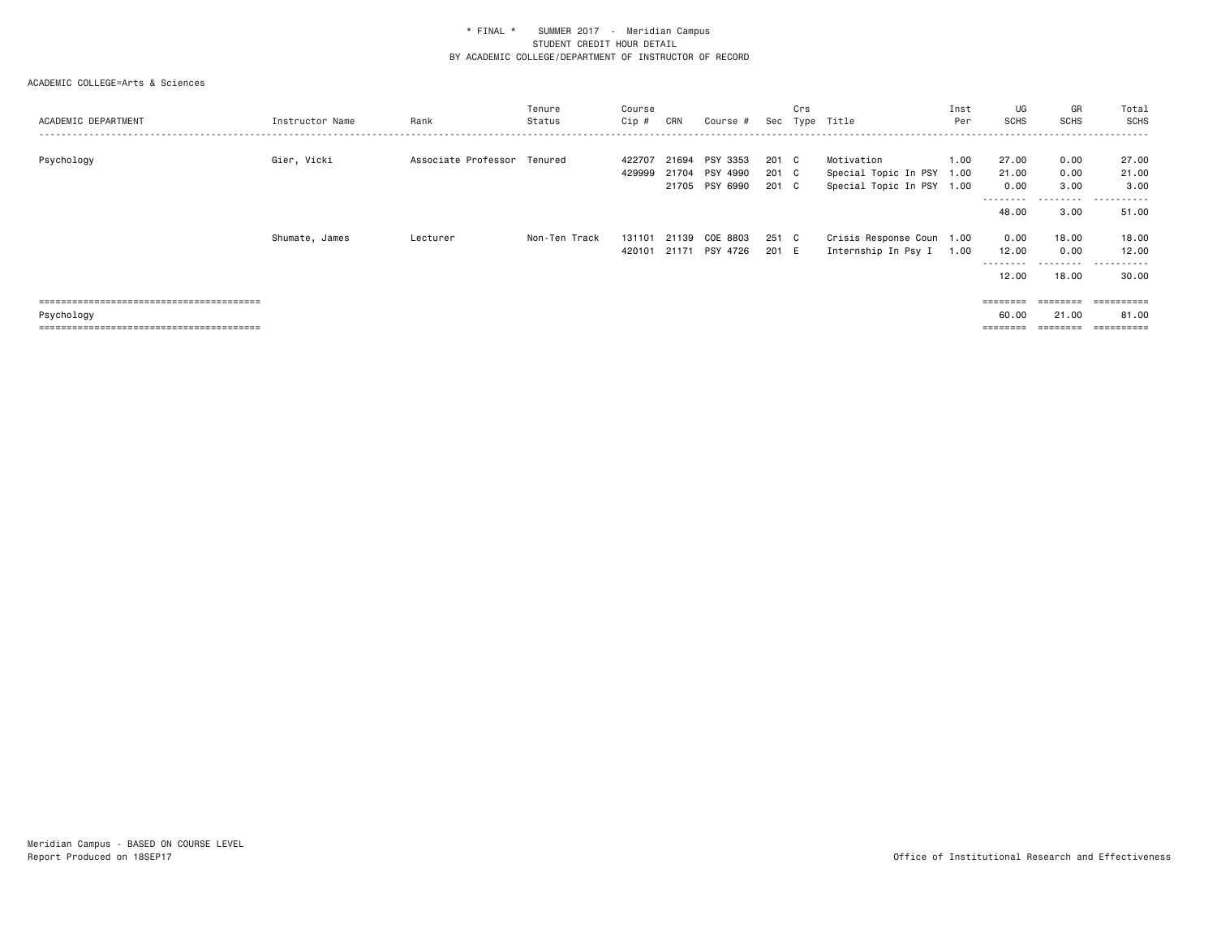\* FINAL \* SUMMER 2017 - Meridian Campus
STUDENT CREDIT HOUR DETAIL
BY ACADEMIC COLLEGE/DEPARTMENT OF INSTRUCTOR OF RECORD

ACADEMIC COLLEGE=Arts & Sciences

| ACADEMIC DEPARTMENT | Instructor Name | Rank | Tenure Status | Course Cip # | CRN | Course # | Sec | Crs Type | Title | Inst Per | UG SCHS | GR SCHS | Total SCHS |
|---|---|---|---|---|---|---|---|---|---|---|---|---|---|
| Psychology | Gier, Vicki | Associate Professor | Tenured | 422707 | 21694 | PSY 3353 | 201 | C | Motivation | 1.00 | 27.00 | 0.00 | 27.00 |
| | | | | 429999 | 21704 | PSY 4990 | 201 | C | Special Topic In PSY | 1.00 | 21.00 | 0.00 | 21.00 |
| | | | | | 21705 | PSY 6990 | 201 | C | Special Topic In PSY | 1.00 | 0.00 | 3.00 | 3.00 |
| | | | | | | | | | | | 48.00 | 3.00 | 51.00 |
| | Shumate, James | Lecturer | Non-Ten Track | 131101 | 21139 | COE 8803 | 251 | C | Crisis Response Coun | 1.00 | 0.00 | 18.00 | 18.00 |
| | | | | 420101 | 21171 | PSY 4726 | 201 | E | Internship In Psy I | 1.00 | 12.00 | 0.00 | 12.00 |
| | | | | | | | | | | | 12.00 | 18.00 | 30.00 |
| Psychology | | | | | | | | | | | 60.00 | 21.00 | 81.00 |

Meridian Campus - BASED ON COURSE LEVEL
Report Produced on 18SEP17

Office of Institutional Research and Effectiveness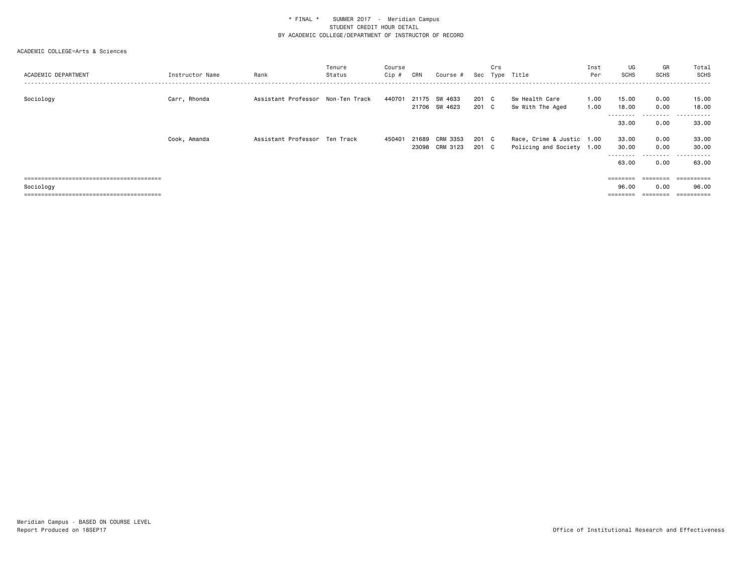\* FINAL \*    SUMMER 2017 - Meridian Campus
STUDENT CREDIT HOUR DETAIL
BY ACADEMIC COLLEGE/DEPARTMENT OF INSTRUCTOR OF RECORD

ACADEMIC COLLEGE=Arts & Sciences

| ACADEMIC DEPARTMENT | Instructor Name | Rank | Tenure Status | Course Cip # | CRN | Course # | Sec | Crs Type | Title | Inst Per | UG SCHS | GR SCHS | Total SCHS |
|---|---|---|---|---|---|---|---|---|---|---|---|---|---|
| Sociology | Carr, Rhonda | Assistant Professor | Non-Ten Track | 440701 | 21175 | SW 4633 | 201 | C | Sw Health Care | 1.00 | 15.00 | 0.00 | 15.00 |
| | | | | | 21706 | SW 4623 | 201 | C | Sw With The Aged | 1.00 | 18.00 | 0.00 | 18.00 |
| | | | | | | | | | | | 33.00 | 0.00 | 33.00 |
| | Cook, Amanda | Assistant Professor | Ten Track | 450401 | 21689 | CRM 3353 | 201 | C | Race, Crime & Justic | 1.00 | 33.00 | 0.00 | 33.00 |
| | | | | | 23098 | CRM 3123 | 201 | C | Policing and Society | 1.00 | 30.00 | 0.00 | 30.00 |
| | | | | | | | | | | | 63.00 | 0.00 | 63.00 |
| Sociology | | | | | | | | | | | 96.00 | 0.00 | 96.00 |

Meridian Campus - BASED ON COURSE LEVEL
Report Produced on 18SEP17

Office of Institutional Research and Effectiveness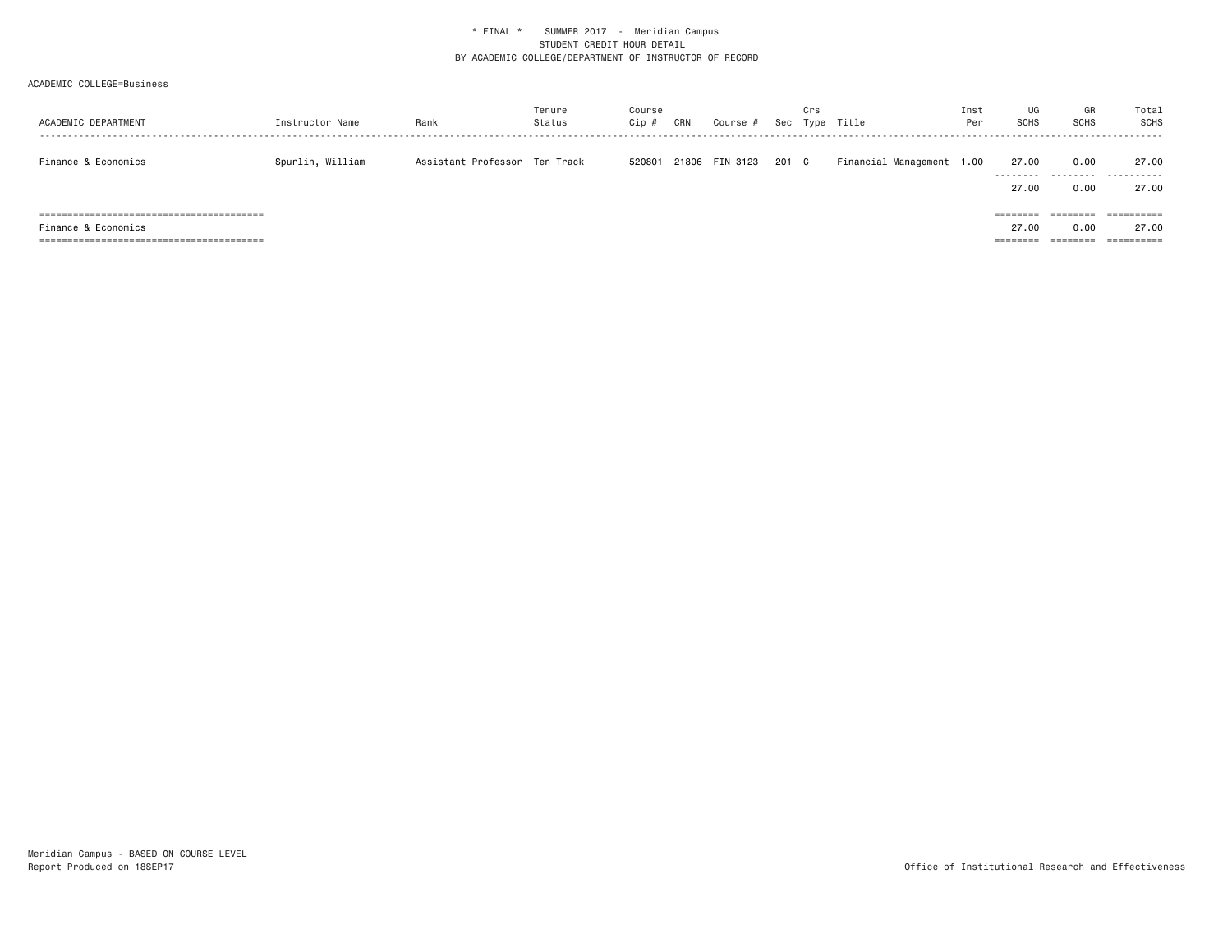\* FINAL \*    SUMMER 2017 - Meridian Campus
STUDENT CREDIT HOUR DETAIL
BY ACADEMIC COLLEGE/DEPARTMENT OF INSTRUCTOR OF RECORD

ACADEMIC COLLEGE=Business

| ACADEMIC DEPARTMENT | Instructor Name | Rank | Tenure Status | Course Cip # | CRN | Course # | Sec | Crs Type | Title | Inst Per | UG SCHS | GR SCHS | Total SCHS |
|---|---|---|---|---|---|---|---|---|---|---|---|---|---|
| Finance & Economics | Spurlin, William | Assistant Professor | Ten Track | 520801 | 21806 | FIN 3123 | 201 | C | Financial Management | 1.00 | 27.00 | 0.00 | 27.00 |
| | | | | | | | | | | | 27.00 | 0.00 | 27.00 |
| Finance & Economics | | | | | | | | | | | 27.00 | 0.00 | 27.00 |

Meridian Campus - BASED ON COURSE LEVEL
Report Produced on 18SEP17

Office of Institutional Research and Effectiveness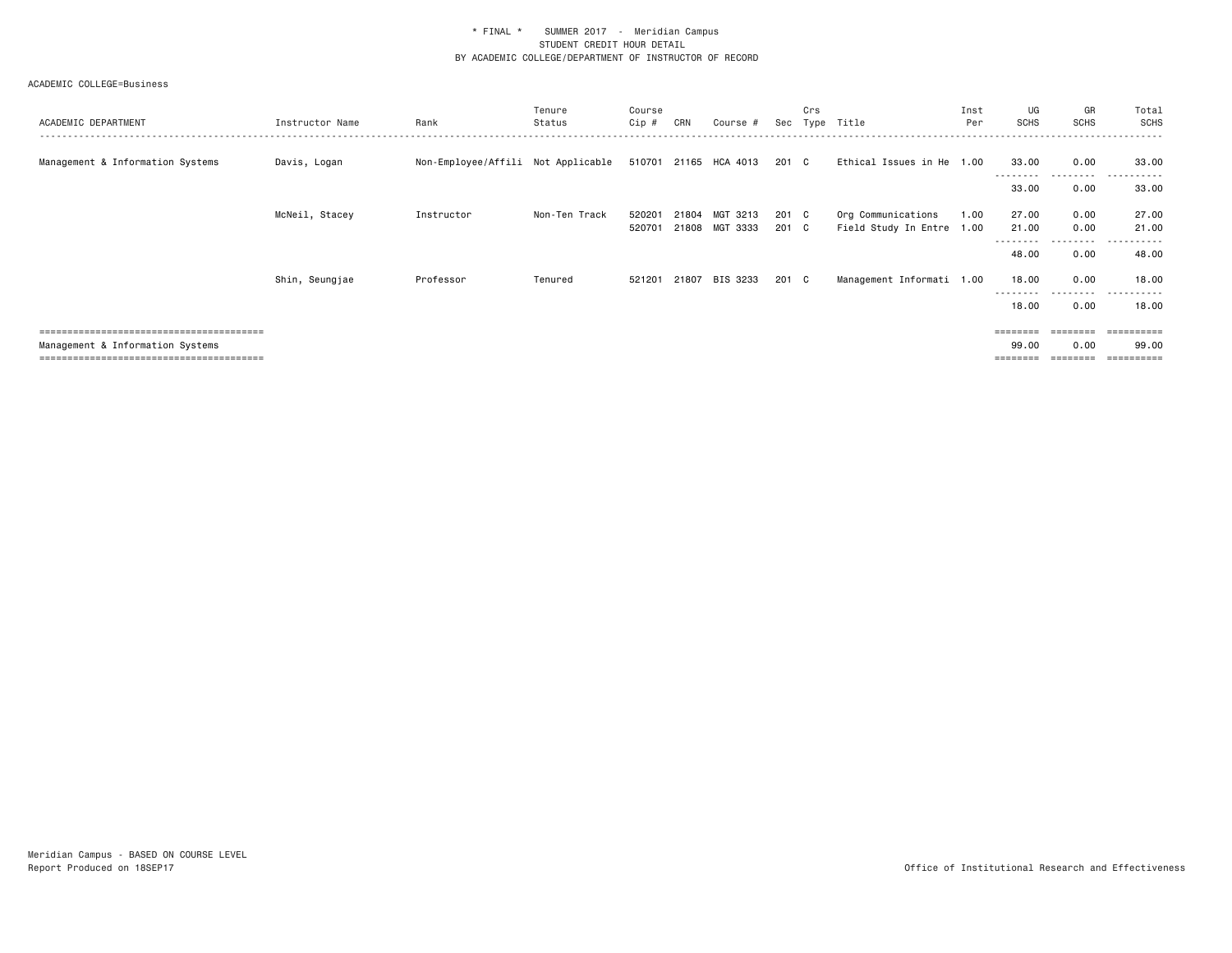\* FINAL \* SUMMER 2017 - Meridian Campus
STUDENT CREDIT HOUR DETAIL
BY ACADEMIC COLLEGE/DEPARTMENT OF INSTRUCTOR OF RECORD

ACADEMIC COLLEGE=Business

| ACADEMIC DEPARTMENT | Instructor Name | Rank | Tenure Status | Course Cip # | CRN | Course # | Sec | Crs Type | Title | Inst Per | UG SCHS | GR SCHS | Total SCHS |
|---|---|---|---|---|---|---|---|---|---|---|---|---|---|
| Management & Information Systems | Davis, Logan | Non-Employee/Affili | Not Applicable | 510701 | 21165 | HCA 4013 | 201 | C | Ethical Issues in He | 1.00 | 33.00 | 0.00 | 33.00 |
| | | | | | | | | | | | 33.00 | 0.00 | 33.00 |
| | McNeil, Stacey | Instructor | Non-Ten Track | 520201 | 21804 | MGT 3213 | 201 | C | Org Communications | 1.00 | 27.00 | 0.00 | 27.00 |
| | | | | 520701 | 21808 | MGT 3333 | 201 | C | Field Study In Entre | 1.00 | 21.00 | 0.00 | 21.00 |
| | | | | | | | | | | | 48.00 | 0.00 | 48.00 |
| | Shin, Seungjae | Professor | Tenured | 521201 | 21807 | BIS 3233 | 201 | C | Management Informati | 1.00 | 18.00 | 0.00 | 18.00 |
| | | | | | | | | | | | 18.00 | 0.00 | 18.00 |
| Management & Information Systems | | | | | | | | | | | 99.00 | 0.00 | 99.00 |

Meridian Campus - BASED ON COURSE LEVEL
Report Produced on 18SEP17

Office of Institutional Research and Effectiveness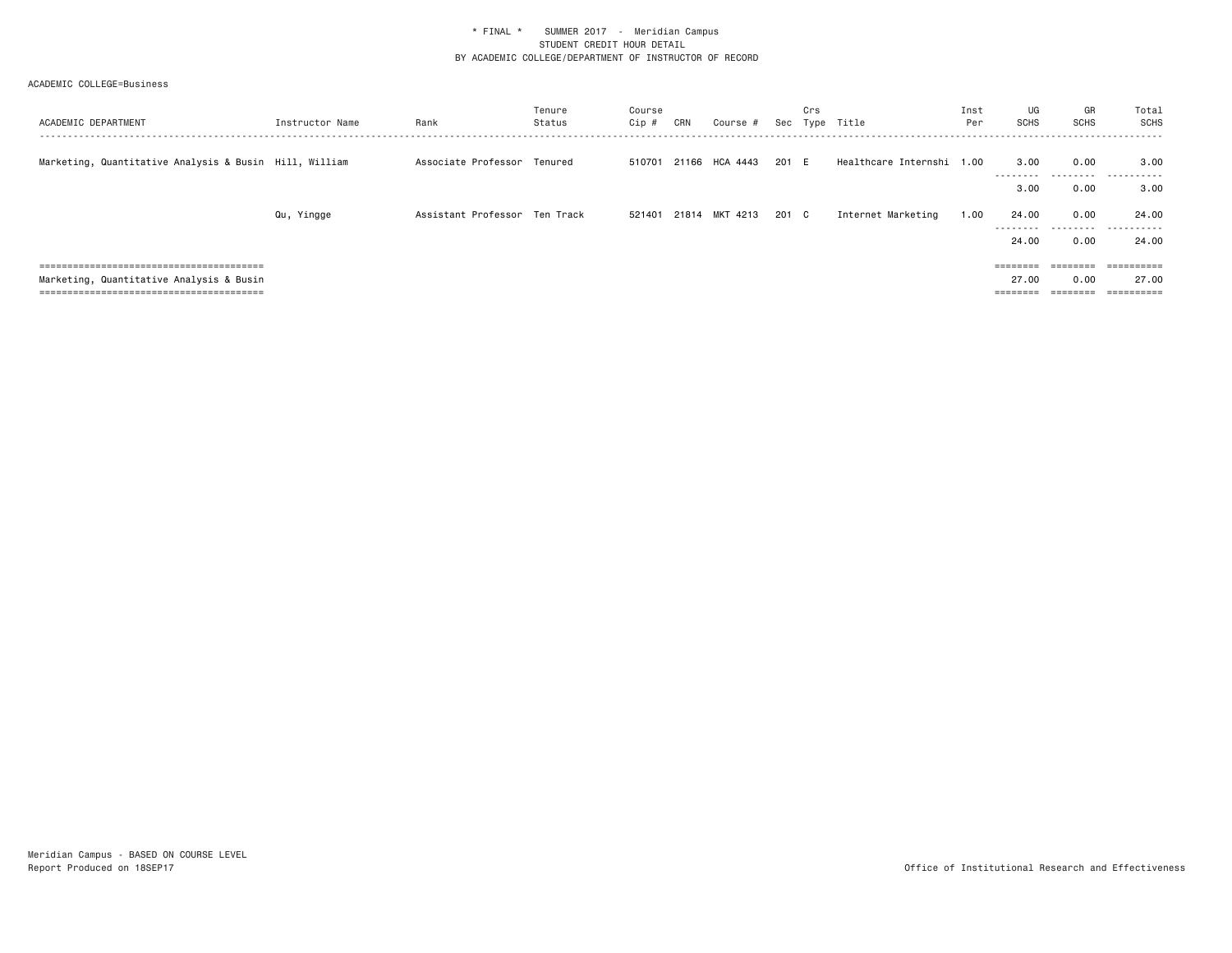\* FINAL \* SUMMER 2017 - Meridian Campus
STUDENT CREDIT HOUR DETAIL
BY ACADEMIC COLLEGE/DEPARTMENT OF INSTRUCTOR OF RECORD

ACADEMIC COLLEGE=Business

| ACADEMIC DEPARTMENT | Instructor Name | Rank | Tenure Status | Course Cip # | CRN | Course # | Sec | Crs Type | Title | Inst Per | UG SCHS | GR SCHS | Total SCHS |
|---|---|---|---|---|---|---|---|---|---|---|---|---|---|
| Marketing, Quantitative Analysis & Busin | Hill, William | Associate Professor | Tenured | 510701 | 21166 | HCA 4443 | 201 | E | Healthcare Internshi | 1.00 | 3.00 | 0.00 | 3.00 |
| | | | | | | | | | | | 3.00 | 0.00 | 3.00 |
| | Qu, Yingge | Assistant Professor | Ten Track | 521401 | 21814 | MKT 4213 | 201 | C | Internet Marketing | 1.00 | 24.00 | 0.00 | 24.00 |
| | | | | | | | | | | | 24.00 | 0.00 | 24.00 |
| Marketing, Quantitative Analysis & Busin | | | | | | | | | | | 27.00 | 0.00 | 27.00 |

Meridian Campus - BASED ON COURSE LEVEL
Report Produced on 18SEP17

Office of Institutional Research and Effectiveness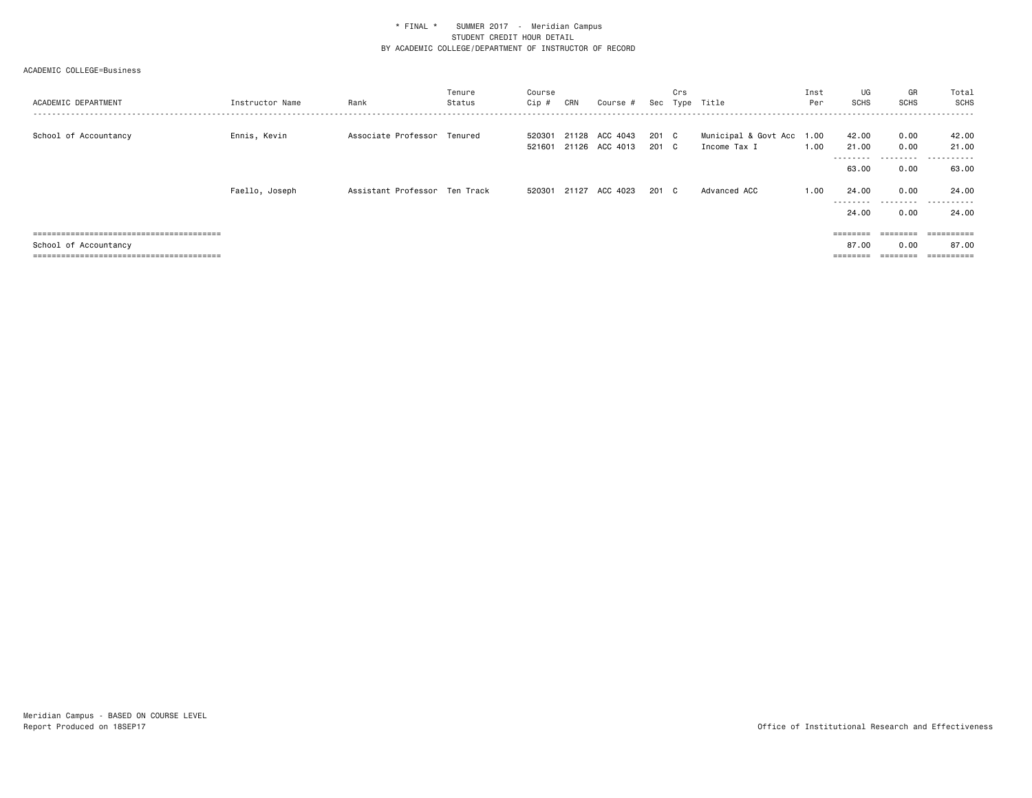\* FINAL \* SUMMER 2017 - Meridian Campus
STUDENT CREDIT HOUR DETAIL
BY ACADEMIC COLLEGE/DEPARTMENT OF INSTRUCTOR OF RECORD

ACADEMIC COLLEGE=Business

| ACADEMIC DEPARTMENT | Instructor Name | Rank | Tenure Status | Course Cip # | CRN | Course # | Sec | Crs Type | Title | Inst Per | UG SCHS | GR SCHS | Total SCHS |
|---|---|---|---|---|---|---|---|---|---|---|---|---|---|
| School of Accountancy | Ennis, Kevin | Associate Professor | Tenured | 520301 | 21128 | ACC 4043 | 201 | C | Municipal & Govt Acc | 1.00 | 42.00 | 0.00 | 42.00 |
| | | | | 521601 | 21126 | ACC 4013 | 201 | C | Income Tax I | 1.00 | 21.00 | 0.00 | 21.00 |
| | | | | | | | | | | | 63.00 | 0.00 | 63.00 |
| | Faello, Joseph | Assistant Professor | Ten Track | 520301 | 21127 | ACC 4023 | 201 | C | Advanced ACC | 1.00 | 24.00 | 0.00 | 24.00 |
| | | | | | | | | | | | 24.00 | 0.00 | 24.00 |
| School of Accountancy | | | | | | | | | | | 87.00 | 0.00 | 87.00 |

Meridian Campus - BASED ON COURSE LEVEL
Report Produced on 18SEP17

Office of Institutional Research and Effectiveness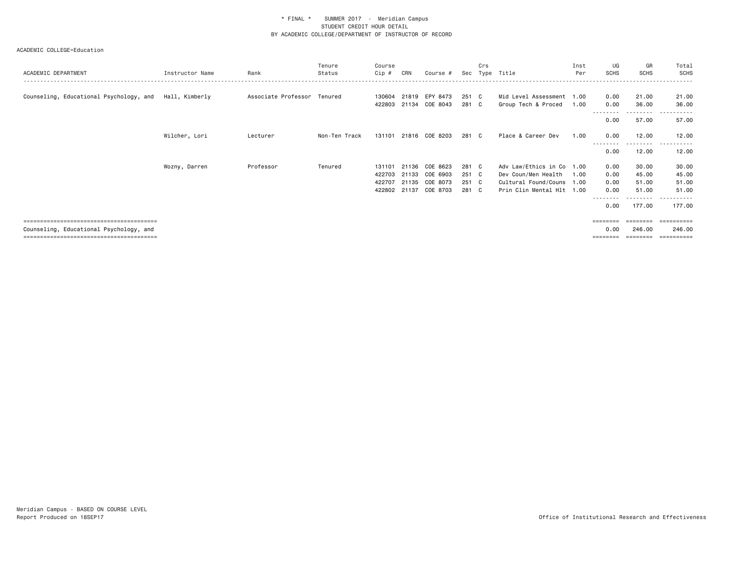\* FINAL \*    SUMMER 2017 - Meridian Campus
STUDENT CREDIT HOUR DETAIL
BY ACADEMIC COLLEGE/DEPARTMENT OF INSTRUCTOR OF RECORD

ACADEMIC COLLEGE=Education

| ACADEMIC DEPARTMENT | Instructor Name | Rank | Tenure Status | Course Cip # | CRN | Course # | Sec | Crs Type | Title | Inst Per | UG SCHS | GR SCHS | Total SCHS |
|---|---|---|---|---|---|---|---|---|---|---|---|---|---|
| Counseling, Educational Psychology, and | Hall, Kimberly | Associate Professor | Tenured | 130604 | 21819 | EPY 8473 | 251 | C | Mid Level Assessment | 1.00 | 0.00 | 21.00 | 21.00 |
| | | | | 422803 | 21134 | COE 8043 | 281 | C | Group Tech & Proced | 1.00 | 0.00 | 36.00 | 36.00 |
| | | | | | | | | | | | 0.00 | 57.00 | 57.00 |
| | Wilcher, Lori | Lecturer | Non-Ten Track | 131101 | 21816 | COE 8203 | 281 | C | Place & Career Dev | 1.00 | 0.00 | 12.00 | 12.00 |
| | | | | | | | | | | | 0.00 | 12.00 | 12.00 |
| | Wozny, Darren | Professor | Tenured | 131101 | 21136 | COE 8623 | 281 | C | Adv Law/Ethics in Co | 1.00 | 0.00 | 30.00 | 30.00 |
| | | | | 422703 | 21133 | COE 6903 | 251 | C | Dev Coun/Men Health | 1.00 | 0.00 | 45.00 | 45.00 |
| | | | | 422707 | 21135 | COE 8073 | 251 | C | Cultural Found/Couns | 1.00 | 0.00 | 51.00 | 51.00 |
| | | | | 422802 | 21137 | COE 8703 | 281 | C | Prin Clin Mental Hlt | 1.00 | 0.00 | 51.00 | 51.00 |
| | | | | | | | | | | | 0.00 | 177.00 | 177.00 |
| Counseling, Educational Psychology, and | | | | | | | | | | | 0.00 | 246.00 | 246.00 |

Meridian Campus - BASED ON COURSE LEVEL
Report Produced on 18SEP17

Office of Institutional Research and Effectiveness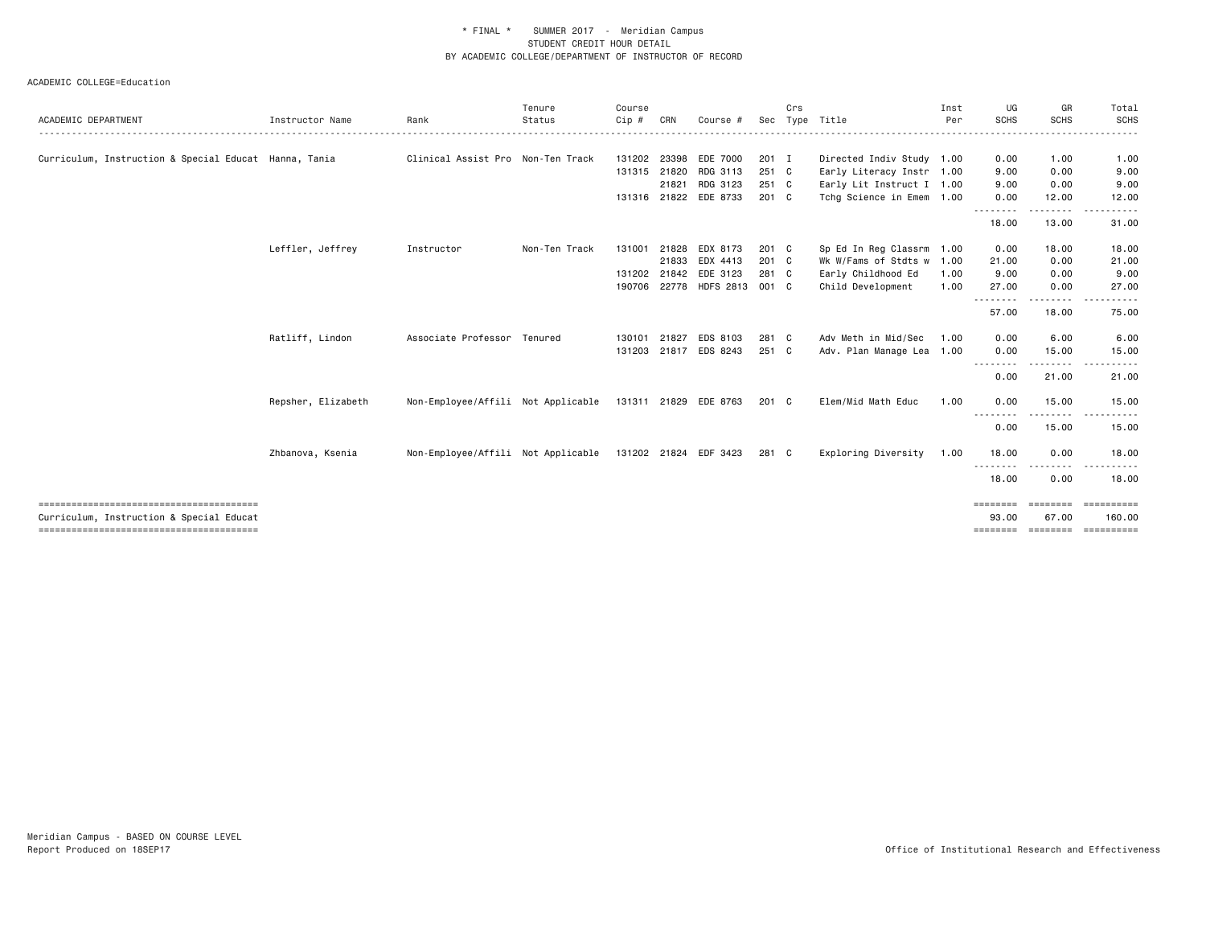\* FINAL \* SUMMER 2017 - Meridian Campus
STUDENT CREDIT HOUR DETAIL
BY ACADEMIC COLLEGE/DEPARTMENT OF INSTRUCTOR OF RECORD

ACADEMIC COLLEGE=Education

| ACADEMIC DEPARTMENT | Instructor Name | Rank | Tenure Status | Course Cip # | CRN | Course # | Sec | Crs Type | Title | Inst Per | UG SCHS | GR SCHS | Total SCHS |
|---|---|---|---|---|---|---|---|---|---|---|---|---|---|
| Curriculum, Instruction & Special Educat | Hanna, Tania | Clinical Assist Pro | Non-Ten Track | 131202 | 23398 | EDE 7000 | 201 | I | Directed Indiv Study | 1.00 | 0.00 | 1.00 | 1.00 |
| | | | | 131315 | 21820 | RDG 3113 | 251 | C | Early Literacy Instr | 1.00 | 9.00 | 0.00 | 9.00 |
| | | | | | 21821 | RDG 3123 | 251 | C | Early Lit Instruct I | 1.00 | 9.00 | 0.00 | 9.00 |
| | | | | 131316 | 21822 | EDE 8733 | 201 | C | Tchg Science in Emem | 1.00 | 0.00 | 12.00 | 12.00 |
| | | | | | | | | | | | 18.00 | 13.00 | 31.00 |
| | Leffler, Jeffrey | Instructor | Non-Ten Track | 131001 | 21828 | EDX 8173 | 201 | C | Sp Ed In Reg Classrm | 1.00 | 0.00 | 18.00 | 18.00 |
| | | | | | 21833 | EDX 4413 | 201 | C | Wk W/Fams of Stdts w | 1.00 | 21.00 | 0.00 | 21.00 |
| | | | | 131202 | 21842 | EDE 3123 | 281 | C | Early Childhood Ed | 1.00 | 9.00 | 0.00 | 9.00 |
| | | | | 190706 | 22778 | HDFS 2813 | 001 | C | Child Development | 1.00 | 27.00 | 0.00 | 27.00 |
| | | | | | | | | | | | 57.00 | 18.00 | 75.00 |
| | Ratliff, Lindon | Associate Professor | Tenured | 130101 | 21827 | EDS 8103 | 281 | C | Adv Meth in Mid/Sec | 1.00 | 0.00 | 6.00 | 6.00 |
| | | | | 131203 | 21817 | EDS 8243 | 251 | C | Adv. Plan Manage Lea | 1.00 | 0.00 | 15.00 | 15.00 |
| | | | | | | | | | | | 0.00 | 21.00 | 21.00 |
| | Repsher, Elizabeth | Non-Employee/Affili | Not Applicable | 131311 | 21829 | EDE 8763 | 201 | C | Elem/Mid Math Educ | 1.00 | 0.00 | 15.00 | 15.00 |
| | | | | | | | | | | | 0.00 | 15.00 | 15.00 |
| | Zhbanova, Ksenia | Non-Employee/Affili | Not Applicable | 131202 | 21824 | EDF 3423 | 281 | C | Exploring Diversity | 1.00 | 18.00 | 0.00 | 18.00 |
| | | | | | | | | | | | 18.00 | 0.00 | 18.00 |
| Curriculum, Instruction & Special Educat | | | | | | | | | | | 93.00 | 67.00 | 160.00 |

Meridian Campus - BASED ON COURSE LEVEL
Report Produced on 18SEP17

Office of Institutional Research and Effectiveness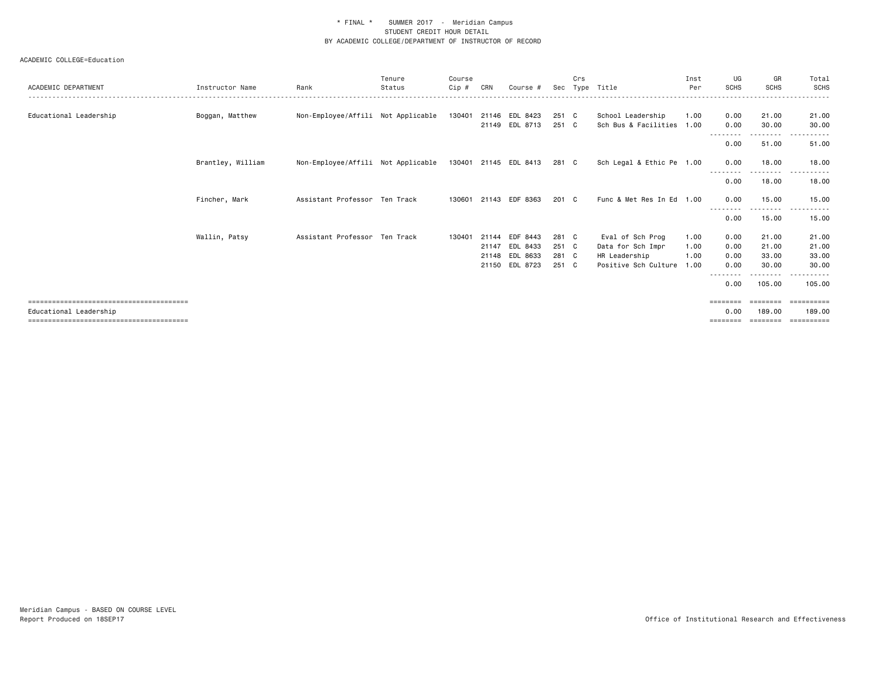\* FINAL \* SUMMER 2017 - Meridian Campus
STUDENT CREDIT HOUR DETAIL
BY ACADEMIC COLLEGE/DEPARTMENT OF INSTRUCTOR OF RECORD

ACADEMIC COLLEGE=Education

| ACADEMIC DEPARTMENT | Instructor Name | Rank | Tenure Status | Course Cip # | CRN | Course # | Sec | Crs Type | Title | Inst Per | UG SCHS | GR SCHS | Total SCHS |
|---|---|---|---|---|---|---|---|---|---|---|---|---|---|
| Educational Leadership | Boggan, Matthew | Non-Employee/Affili | Not Applicable | 130401 | 21146 | EDL 8423 | 251 | C | School Leadership | 1.00 | 0.00 | 21.00 | 21.00 |
| | | | | | 21149 | EDL 8713 | 251 | C | Sch Bus & Facilities | 1.00 | 0.00 | 30.00 | 30.00 |
| | | | | | | | | | | | 0.00 | 51.00 | 51.00 |
| | Brantley, William | Non-Employee/Affili | Not Applicable | 130401 | 21145 | EDL 8413 | 281 | C | Sch Legal & Ethic Pe | 1.00 | 0.00 | 18.00 | 18.00 |
| | | | | | | | | | | | 0.00 | 18.00 | 18.00 |
| | Fincher, Mark | Assistant Professor | Ten Track | 130601 | 21143 | EDF 8363 | 201 | C | Func & Met Res In Ed | 1.00 | 0.00 | 15.00 | 15.00 |
| | | | | | | | | | | | 0.00 | 15.00 | 15.00 |
| | Wallin, Patsy | Assistant Professor | Ten Track | 130401 | 21144 | EDF 8443 | 281 | C | Eval of Sch Prog | 1.00 | 0.00 | 21.00 | 21.00 |
| | | | | | 21147 | EDL 8433 | 251 | C | Data for Sch Impr | 1.00 | 0.00 | 21.00 | 21.00 |
| | | | | | 21148 | EDL 8633 | 281 | C | HR Leadership | 1.00 | 0.00 | 33.00 | 33.00 |
| | | | | | 21150 | EDL 8723 | 251 | C | Positive Sch Culture | 1.00 | 0.00 | 30.00 | 30.00 |
| | | | | | | | | | | | 0.00 | 105.00 | 105.00 |
| Educational Leadership | | | | | | | | | | | 0.00 | 189.00 | 189.00 |

Meridian Campus - BASED ON COURSE LEVEL
Report Produced on 18SEP17

Office of Institutional Research and Effectiveness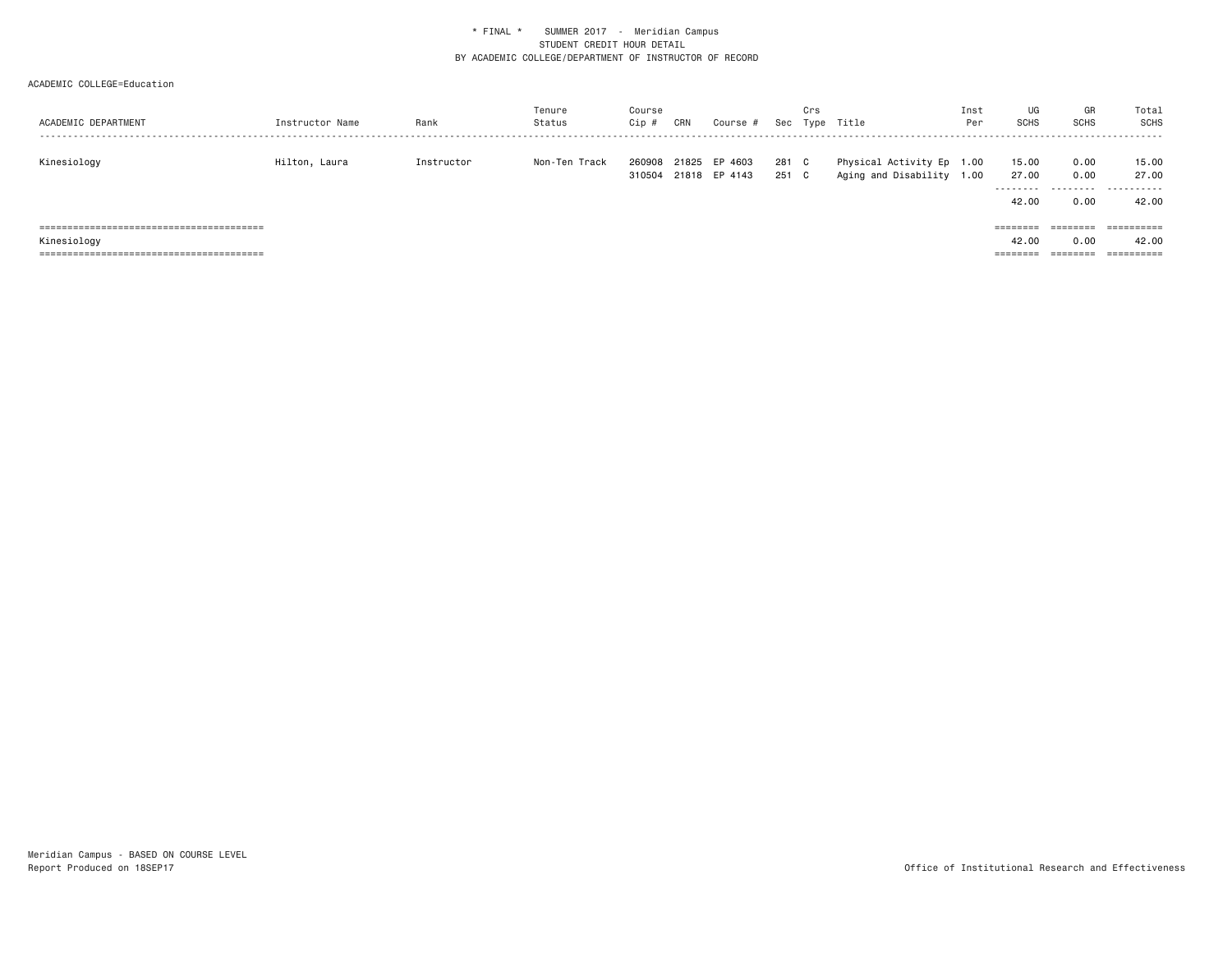* FINAL * SUMMER 2017 - Meridian Campus
STUDENT CREDIT HOUR DETAIL
BY ACADEMIC COLLEGE/DEPARTMENT OF INSTRUCTOR OF RECORD

ACADEMIC COLLEGE=Education

| ACADEMIC DEPARTMENT | Instructor Name | Rank | Tenure Status | Course Cip # | CRN | Course # | Sec | Crs Type | Title | Inst Per | UG SCHS | GR SCHS | Total SCHS |
|---|---|---|---|---|---|---|---|---|---|---|---|---|---|
| Kinesiology | Hilton, Laura | Instructor | Non-Ten Track | 260908 | 21825 | EP 4603 | 281 | C | Physical Activity Ep | 1.00 | 15.00 | 0.00 | 15.00 |
| | | | | 310504 | 21818 | EP 4143 | 251 | C | Aging and Disability | 1.00 | 27.00 | 0.00 | 27.00 |
| | | | | | | | | | | | 42.00 | 0.00 | 42.00 |
| Kinesiology | | | | | | | | | | | 42.00 | 0.00 | 42.00 |

Meridian Campus - BASED ON COURSE LEVEL
Report Produced on 18SEP17

Office of Institutional Research and Effectiveness